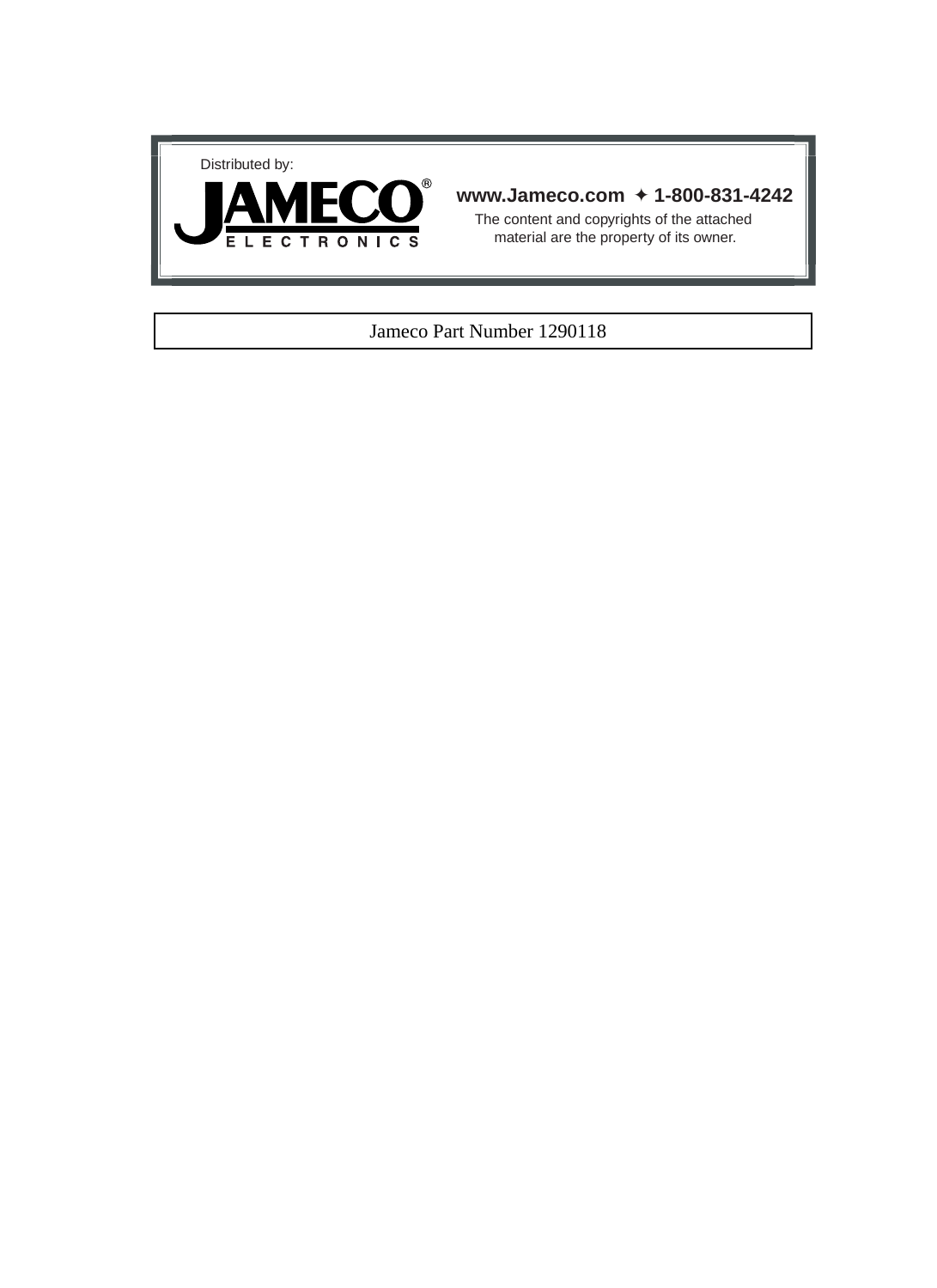Distributed by:

**JAMECO®**
ELECTRONICS

**www.Jameco.com ✦ 1-800-831-4242**

The content and copyrights of the attached material are the property of its owner.

Jameco Part Number 1290118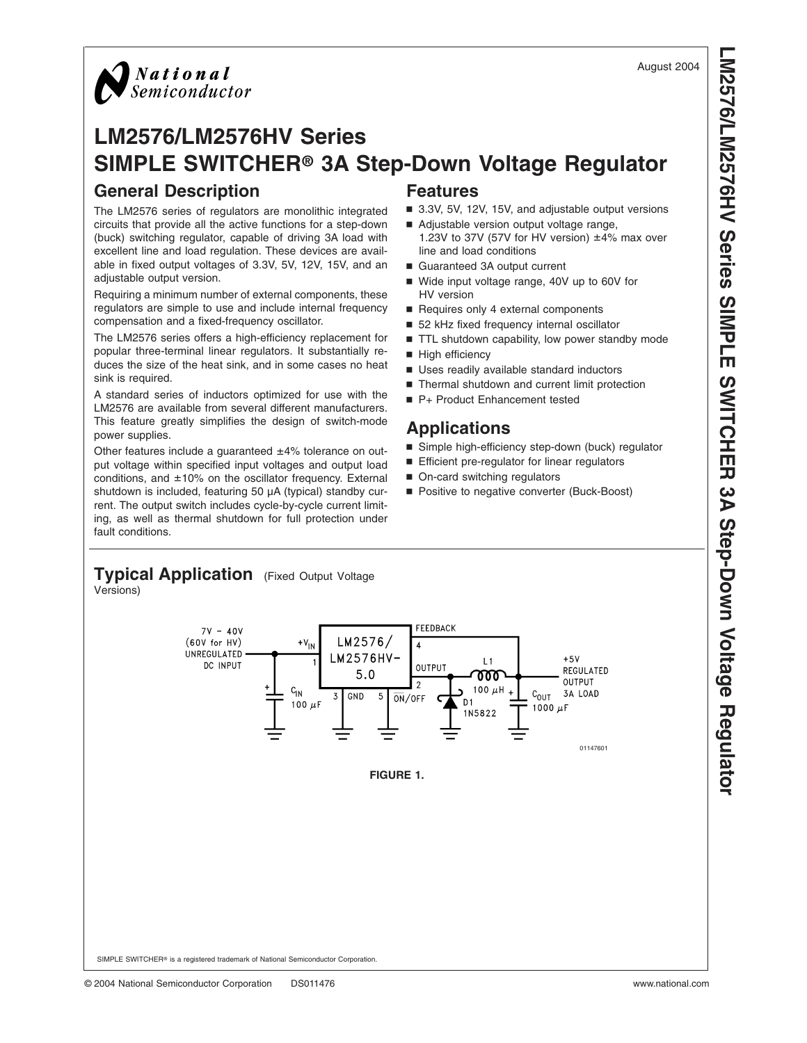# LM2576/LM2576HV Series SIMPLE SWITCHER® 3A Step-Down Voltage Regulator

## General Description

The LM2576 series of regulators are monolithic integrated circuits that provide all the active functions for a step-down (buck) switching regulator, capable of driving 3A load with excellent line and load regulation. These devices are available in fixed output voltages of 3.3V, 5V, 12V, 15V, and an adjustable output version.

Requiring a minimum number of external components, these regulators are simple to use and include internal frequency compensation and a fixed-frequency oscillator.

The LM2576 series offers a high-efficiency replacement for popular three-terminal linear regulators. It substantially reduces the size of the heat sink, and in some cases no heat sink is required.

A standard series of inductors optimized for use with the LM2576 are available from several different manufacturers. This feature greatly simplifies the design of switch-mode power supplies.

Other features include a guaranteed ±4% tolerance on output voltage within specified input voltages and output load conditions, and ±10% on the oscillator frequency. External shutdown is included, featuring 50 μA (typical) standby current. The output switch includes cycle-by-cycle current limiting, as well as thermal shutdown for full protection under fault conditions.

## Features

- 3.3V, 5V, 12V, 15V, and adjustable output versions
- Adjustable version output voltage range, 1.23V to 37V (57V for HV version) ±4% max over line and load conditions
- Guaranteed 3A output current
- Wide input voltage range, 40V up to 60V for HV version
- Requires only 4 external components
- 52 kHz fixed frequency internal oscillator
- TTL shutdown capability, low power standby mode
- High efficiency
- Uses readily available standard inductors
- Thermal shutdown and current limit protection
- P+ Product Enhancement tested

## Applications

- Simple high-efficiency step-down (buck) regulator
- Efficient pre-regulator for linear regulators
- On-card switching regulators
- Positive to negative converter (Buck-Boost)

## Typical Application (Fixed Output Voltage Versions)

FIGURE 1.

SIMPLE SWITCHER® is a registered trademark of National Semiconductor Corporation.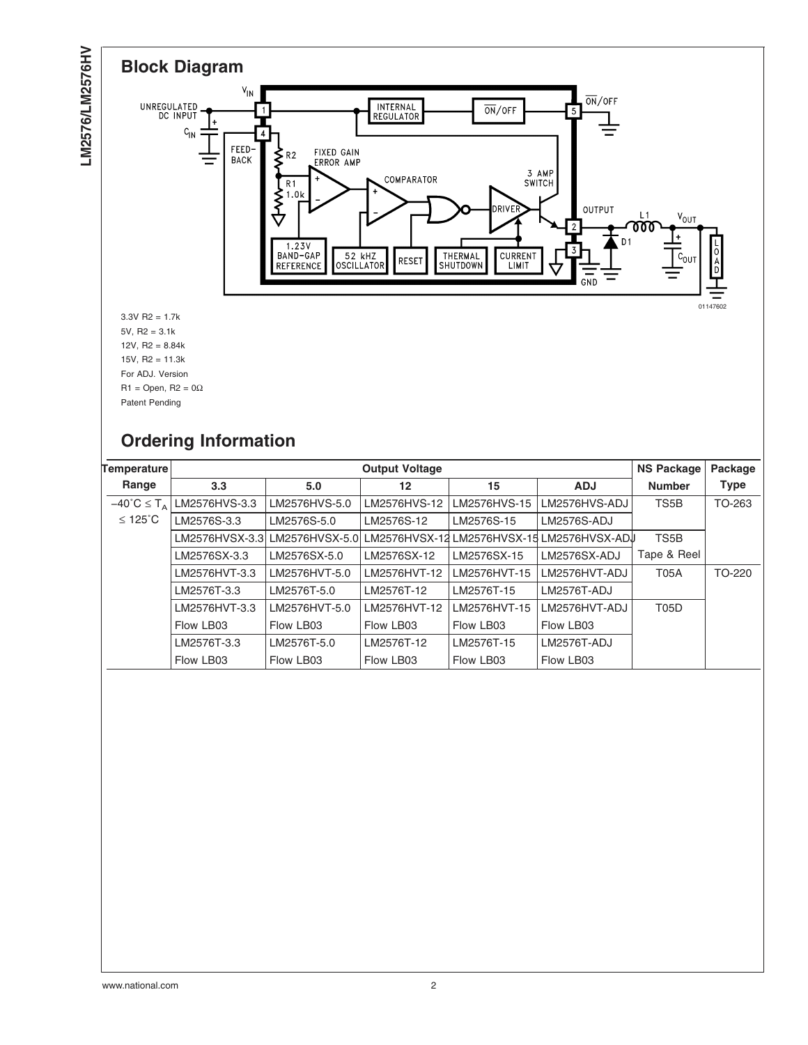## Block Diagram

3.3V R2 = 1.7k

5V, R2 = 3.1k

12V, R2 = 8.84k

15V, R2 = 11.3k

For ADJ. Version

R1 = Open, R2 = 0Ω

Patent Pending

## Ordering Information

| Temperature Range | Output Voltage | | | | | NS Package | Package |
|---|---|---|---|---|---|---|---|
| | 3.3 | 5.0 | 12 | 15 | ADJ | Number | Type |
| $-40^{\circ}C \leq T_A \leq 125^{\circ}C$ | LM2576HVS-3.3 | LM2576HVS-5.0 | LM2576HVS-12 | LM2576HVS-15 | LM2576HVS-ADJ | TS5B | TO-263 |
| | LM2576S-3.3 | LM2576S-5.0 | LM2576S-12 | LM2576S-15 | LM2576S-ADJ | | |
| | LM2576HVSX-3.3 | LM2576HVSX-5.0 | LM2576HVSX-12 | LM2576HVSX-15 | LM2576HVSX-ADJ | TS5B Tape & Reel | |
| | LM2576SX-3.3 | LM2576SX-5.0 | LM2576SX-12 | LM2576SX-15 | LM2576SX-ADJ | | |
| | LM2576HVT-3.3 | LM2576HVT-5.0 | LM2576HVT-12 | LM2576HVT-15 | LM2576HVT-ADJ | T05A | TO-220 |
| | LM2576T-3.3 | LM2576T-5.0 | LM2576T-12 | LM2576T-15 | LM2576T-ADJ | | |
| | LM2576HVT-3.3 Flow LB03 | LM2576HVT-5.0 Flow LB03 | LM2576HVT-12 Flow LB03 | LM2576HVT-15 Flow LB03 | LM2576HVT-ADJ Flow LB03 | T05D | |
| | LM2576T-3.3 Flow LB03 | LM2576T-5.0 Flow LB03 | LM2576T-12 Flow LB03 | LM2576T-15 Flow LB03 | LM2576T-ADJ Flow LB03 | | |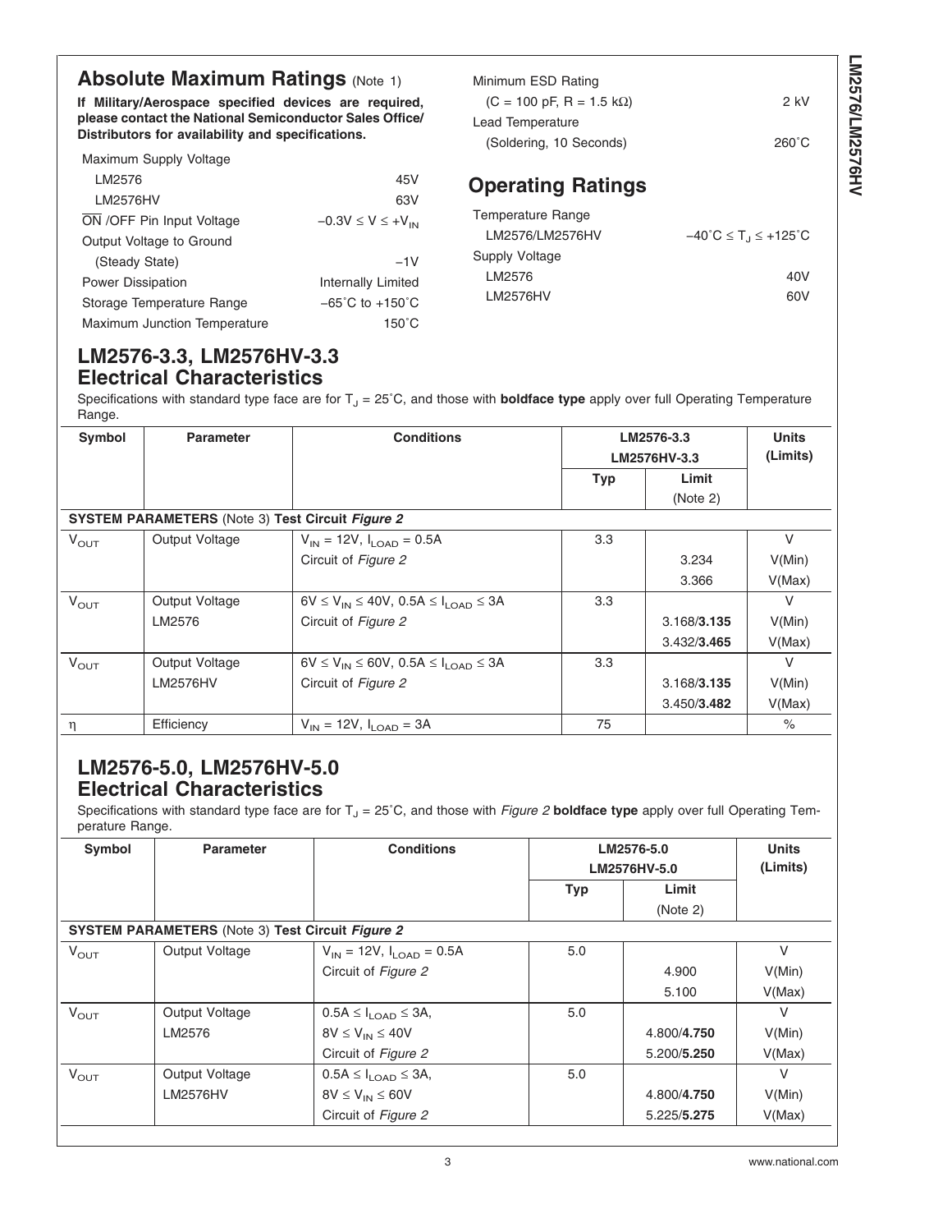## Absolute Maximum Ratings (Note 1)

**If Military/Aerospace specified devices are required, please contact the National Semiconductor Sales Office/ Distributors for availability and specifications.**

| | |
|---|---|
| Maximum Supply Voltage | |
| LM2576 | 45V |
| LM2576HV | 63V |
| $\overline{ON}$ /OFF Pin Input Voltage | $-0.3V \leq V \leq +V_{IN}$ |
| Output Voltage to Ground | |
| (Steady State) | −1V |
| Power Dissipation | Internally Limited |
| Storage Temperature Range | −65˚C to +150˚C |
| Maximum Junction Temperature | 150˚C |
| Minimum ESD Rating | |
| (C = 100 pF, R = 1.5 kΩ) | 2 kV |
| Lead Temperature | |
| (Soldering, 10 Seconds) | 260˚C |

## Operating Ratings

| | |
|---|---|
| Temperature Range | |
| LM2576/LM2576HV | $-40˚C \leq T_J \leq +125˚C$ |
| Supply Voltage | |
| LM2576 | 40V |
| LM2576HV | 60V |

## LM2576-3.3, LM2576HV-3.3 Electrical Characteristics

Specifications with standard type face are for $T_J$ = 25˚C, and those with **boldface type** apply over full Operating Temperature Range.

| Symbol | Parameter | Conditions | LM2576-3.3 LM2576HV-3.3 | | Units (Limits) |
|---|---|---|---|---|---|
| | | | Typ | Limit (Note 2) | |
| **SYSTEM PARAMETERS** (Note 3) **Test Circuit *Figure 2*** | | | | | |
| $V_{OUT}$ | Output Voltage | $V_{IN}$ = 12V, $I_{LOAD}$ = 0.5A | 3.3 | | V |
| | | Circuit of *Figure 2* | | 3.234 | V(Min) |
| | | | | 3.366 | V(Max) |
| $V_{OUT}$ | Output Voltage | $6V \leq V_{IN} \leq 40V$, $0.5A \leq I_{LOAD} \leq 3A$ | 3.3 | | V |
| | LM2576 | Circuit of *Figure 2* | | 3.168/**3.135** | V(Min) |
| | | | | 3.432/**3.465** | V(Max) |
| $V_{OUT}$ | Output Voltage | $6V \leq V_{IN} \leq 60V$, $0.5A \leq I_{LOAD} \leq 3A$ | 3.3 | | V |
| | LM2576HV | Circuit of *Figure 2* | | 3.168/**3.135** | V(Min) |
| | | | | 3.450/**3.482** | V(Max) |
| η | Efficiency | $V_{IN}$ = 12V, $I_{LOAD}$ = 3A | 75 | | % |

## LM2576-5.0, LM2576HV-5.0 Electrical Characteristics

Specifications with standard type face are for $T_J$ = 25˚C, and those with *Figure 2* **boldface type** apply over full Operating Temperature Range.

| Symbol | Parameter | Conditions | LM2576-5.0 LM2576HV-5.0 | | Units (Limits) |
|---|---|---|---|---|---|
| | | | Typ | Limit (Note 2) | |
| **SYSTEM PARAMETERS** (Note 3) **Test Circuit *Figure 2*** | | | | | |
| $V_{OUT}$ | Output Voltage | $V_{IN}$ = 12V, $I_{LOAD}$ = 0.5A | 5.0 | | V |
| | | Circuit of *Figure 2* | | 4.900 | V(Min) |
| | | | | 5.100 | V(Max) |
| $V_{OUT}$ | Output Voltage | $0.5A \leq I_{LOAD} \leq 3A$, | 5.0 | | V |
| | LM2576 | $8V \leq V_{IN} \leq 40V$ | | 4.800/**4.750** | V(Min) |
| | | Circuit of *Figure 2* | | 5.200/**5.250** | V(Max) |
| $V_{OUT}$ | Output Voltage | $0.5A \leq I_{LOAD} \leq 3A$, | 5.0 | | V |
| | LM2576HV | $8V \leq V_{IN} \leq 60V$ | | 4.800/**4.750** | V(Min) |
| | | Circuit of *Figure 2* | | 5.225/**5.275** | V(Max) |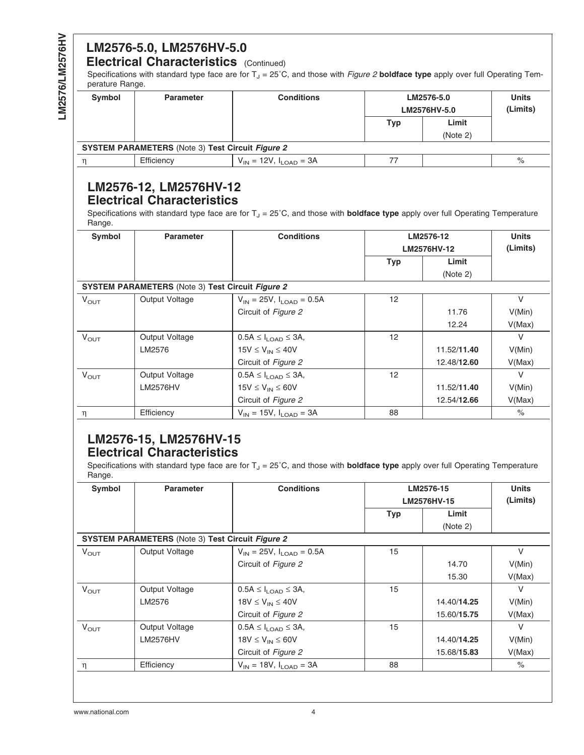## LM2576-5.0, LM2576HV-5.0

### Electrical Characteristics (Continued)

Specifications with standard type face are for $T_J$ = 25˚C, and those with *Figure 2* **boldface type** apply over full Operating Temperature Range.

| Symbol | Parameter | Conditions | LM2576-5.0 LM2576HV-5.0 | | Units (Limits) |
|---|---|---|---|---|---|
| | | | Typ | Limit (Note 2) | |
| **SYSTEM PARAMETERS** (Note 3) **Test Circuit *Figure 2*** | | | | | |
| η | Efficiency | $V_{IN}$ = 12V, $I_{LOAD}$ = 3A | 77 | | % |

## LM2576-12, LM2576HV-12

### Electrical Characteristics

Specifications with standard type face are for $T_J$ = 25˚C, and those with **boldface type** apply over full Operating Temperature Range.

| Symbol | Parameter | Conditions | LM2576-12 LM2576HV-12 | | Units (Limits) |
|---|---|---|---|---|---|
| | | | Typ | Limit (Note 2) | |
| **SYSTEM PARAMETERS** (Note 3) **Test Circuit *Figure 2*** | | | | | |
| $V_{OUT}$ | Output Voltage | $V_{IN}$ = 25V, $I_{LOAD}$ = 0.5A | 12 | | V |
| | | Circuit of *Figure 2* | | 11.76 | V(Min) |
| | | | | 12.24 | V(Max) |
| $V_{OUT}$ | Output Voltage | 0.5A ≤ $I_{LOAD}$ ≤ 3A, | 12 | | V |
| | LM2576 | 15V ≤ $V_{IN}$ ≤ 40V | | 11.52/**11.40** | V(Min) |
| | | Circuit of *Figure 2* | | 12.48/**12.60** | V(Max) |
| $V_{OUT}$ | Output Voltage | 0.5A ≤ $I_{LOAD}$ ≤ 3A, | 12 | | V |
| | LM2576HV | 15V ≤ $V_{IN}$ ≤ 60V | | 11.52/**11.40** | V(Min) |
| | | Circuit of *Figure 2* | | 12.54/**12.66** | V(Max) |
| η | Efficiency | $V_{IN}$ = 15V, $I_{LOAD}$ = 3A | 88 | | % |

## LM2576-15, LM2576HV-15

### Electrical Characteristics

Specifications with standard type face are for $T_J$ = 25˚C, and those with **boldface type** apply over full Operating Temperature Range.

| Symbol | Parameter | Conditions | LM2576-15 LM2576HV-15 | | Units (Limits) |
|---|---|---|---|---|---|
| | | | Typ | Limit (Note 2) | |
| **SYSTEM PARAMETERS** (Note 3) **Test Circuit *Figure 2*** | | | | | |
| $V_{OUT}$ | Output Voltage | $V_{IN}$ = 25V, $I_{LOAD}$ = 0.5A | 15 | | V |
| | | Circuit of *Figure 2* | | 14.70 | V(Min) |
| | | | | 15.30 | V(Max) |
| $V_{OUT}$ | Output Voltage | 0.5A ≤ $I_{LOAD}$ ≤ 3A, | 15 | | V |
| | LM2576 | 18V ≤ $V_{IN}$ ≤ 40V | | 14.40/**14.25** | V(Min) |
| | | Circuit of *Figure 2* | | 15.60/**15.75** | V(Max) |
| $V_{OUT}$ | Output Voltage | 0.5A ≤ $I_{LOAD}$ ≤ 3A, | 15 | | V |
| | LM2576HV | 18V ≤ $V_{IN}$ ≤ 60V | | 14.40/**14.25** | V(Min) |
| | | Circuit of *Figure 2* | | 15.68/**15.83** | V(Max) |
| η | Efficiency | $V_{IN}$ = 18V, $I_{LOAD}$ = 3A | 88 | | % |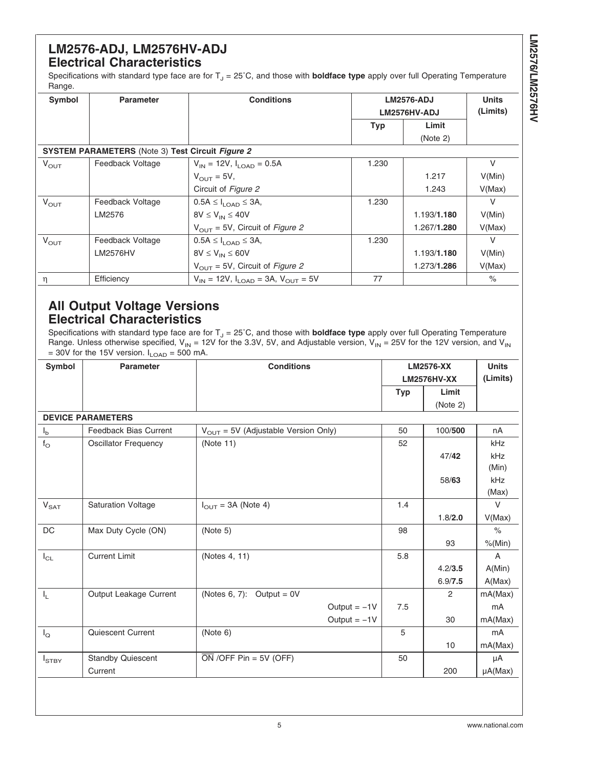## LM2576-ADJ, LM2576HV-ADJ Electrical Characteristics

Specifications with standard type face are for $T_J$ = 25˚C, and those with **boldface type** apply over full Operating Temperature Range.

| Symbol | Parameter | Conditions | LM2576-ADJ LM2576HV-ADJ | | Units (Limits) |
|---|---|---|---|---|---|
| | | | Typ | Limit (Note 2) | |
| **SYSTEM PARAMETERS** (Note 3) **Test Circuit *Figure 2*** | | | | | |
| $V_{OUT}$ | Feedback Voltage | $V_{IN}$ = 12V, $I_{LOAD}$ = 0.5A | 1.230 | | V |
| | | $V_{OUT}$ = 5V, | | 1.217 | V(Min) |
| | | Circuit of *Figure 2* | | 1.243 | V(Max) |
| $V_{OUT}$ | Feedback Voltage | 0.5A ≤ $I_{LOAD}$ ≤ 3A, | 1.230 | | V |
| | LM2576 | 8V ≤ $V_{IN}$ ≤ 40V | | 1.193/**1.180** | V(Min) |
| | | $V_{OUT}$ = 5V, Circuit of *Figure 2* | | 1.267/**1.280** | V(Max) |
| $V_{OUT}$ | Feedback Voltage | 0.5A ≤ $I_{LOAD}$ ≤ 3A, | 1.230 | | V |
| | LM2576HV | 8V ≤ $V_{IN}$ ≤ 60V | | 1.193/**1.180** | V(Min) |
| | | $V_{OUT}$ = 5V, Circuit of *Figure 2* | | 1.273/**1.286** | V(Max) |
| η | Efficiency | $V_{IN}$ = 12V, $I_{LOAD}$ = 3A, $V_{OUT}$ = 5V | 77 | | % |

## All Output Voltage Versions Electrical Characteristics

Specifications with standard type face are for $T_J$ = 25˚C, and those with **boldface type** apply over full Operating Temperature Range. Unless otherwise specified, $V_{IN}$ = 12V for the 3.3V, 5V, and Adjustable version, $V_{IN}$ = 25V for the 12V version, and $V_{IN}$ = 30V for the 15V version. $I_{LOAD}$ = 500 mA.

| Symbol | Parameter | Conditions | LM2576-XX LM2576HV-XX | | Units (Limits) |
|---|---|---|---|---|---|
| | | | Typ | Limit (Note 2) | |
| **DEVICE PARAMETERS** | | | | | |
| $I_b$ | Feedback Bias Current | $V_{OUT}$ = 5V (Adjustable Version Only) | 50 | 100/**500** | nA |
| $f_O$ | Oscillator Frequency | (Note 11) | 52 | | kHz |
| | | | | 47/**42** | kHz (Min) |
| | | | | 58/**63** | kHz (Max) |
| $V_{SAT}$ | Saturation Voltage | $I_{OUT}$ = 3A (Note 4) | 1.4 | | V |
| | | | | 1.8/**2.0** | V(Max) |
| DC | Max Duty Cycle (ON) | (Note 5) | 98 | | % |
| | | | | 93 | %(Min) |
| $I_{CL}$ | Current Limit | (Notes 4, 11) | 5.8 | | A |
| | | | | 4.2/**3.5** | A(Min) |
| | | | | 6.9/**7.5** | A(Max) |
| $I_L$ | Output Leakage Current | (Notes 6, 7): Output = 0V | | 2 | mA(Max) |
| | | Output = −1V | 7.5 | | mA |
| | | Output = −1V | | 30 | mA(Max) |
| $I_Q$ | Quiescent Current | (Note 6) | 5 | | mA |
| | | | | 10 | mA(Max) |
| $I_{STBY}$ | Standby Quiescent Current | $\overline{ON}$ /OFF Pin = 5V (OFF) | 50 | | μA |
| | | | | 200 | μA(Max) |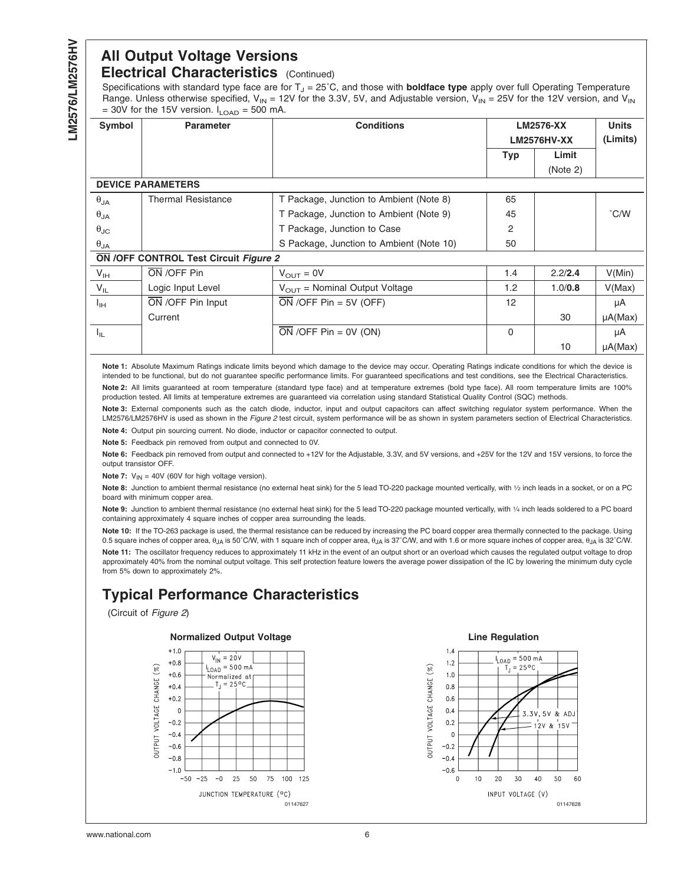## All Output Voltage Versions

### Electrical Characteristics (Continued)

Specifications with standard type face are for $T_J = 25°C$, and those with **boldface type** apply over full Operating Temperature Range. Unless otherwise specified, $V_{IN} = 12V$ for the 3.3V, 5V, and Adjustable version, $V_{IN} = 25V$ for the 12V version, and $V_{IN} = 30V$ for the 15V version. $I_{LOAD} = 500$ mA.

| Symbol | Parameter | Conditions | LM2576-XX LM2576HV-XX | | Units (Limits) |
|---|---|---|---|---|---|
| | | | Typ | Limit (Note 2) | |
| **DEVICE PARAMETERS** | | | | | |
| $\theta_{JA}$ | Thermal Resistance | T Package, Junction to Ambient (Note 8) | 65 | | |
| $\theta_{JA}$ | | T Package, Junction to Ambient (Note 9) | 45 | | °C/W |
| $\theta_{JC}$ | | T Package, Junction to Case | 2 | | |
| $\theta_{JA}$ | | S Package, Junction to Ambient (Note 10) | 50 | | |
| **$\overline{ON}$ /OFF CONTROL Test Circuit *Figure 2*** | | | | | |
| $V_{IH}$ | $\overline{ON}$ /OFF Pin | $V_{OUT} = 0V$ | 1.4 | 2.2/**2.4** | V(Min) |
| $V_{IL}$ | Logic Input Level | $V_{OUT}$ = Nominal Output Voltage | 1.2 | 1.0/**0.8** | V(Max) |
| $I_{IH}$ | $\overline{ON}$ /OFF Pin Input | $\overline{ON}$ /OFF Pin = 5V (OFF) | 12 | | µA |
| | Current | | | 30 | µA(Max) |
| $I_{IL}$ | | $\overline{ON}$ /OFF Pin = 0V (ON) | 0 | | µA |
| | | | | 10 | µA(Max) |

**Note 1:** Absolute Maximum Ratings indicate limits beyond which damage to the device may occur. Operating Ratings indicate conditions for which the device is intended to be functional, but do not guarantee specific performance limits. For guaranteed specifications and test conditions, see the Electrical Characteristics.

**Note 2:** All limits guaranteed at room temperature (standard type face) and at temperature extremes (bold type face). All room temperature limits are 100% production tested. All limits at temperature extremes are guaranteed via correlation using standard Statistical Quality Control (SQC) methods.

**Note 3:** External components such as the catch diode, inductor, input and output capacitors can affect switching regulator system performance. When the LM2576/LM2576HV is used as shown in the *Figure 2* test circuit, system performance will be as shown in system parameters section of Electrical Characteristics.

**Note 4:** Output pin sourcing current. No diode, inductor or capacitor connected to output.

**Note 5:** Feedback pin removed from output and connected to 0V.

**Note 6:** Feedback pin removed from output and connected to +12V for the Adjustable, 3.3V, and 5V versions, and +25V for the 12V and 15V versions, to force the output transistor OFF.

**Note 7:** $V_{IN} = 40V$ (60V for high voltage version).

**Note 8:** Junction to ambient thermal resistance (no external heat sink) for the 5 lead TO-220 package mounted vertically, with ½ inch leads in a socket, or on a PC board with minimum copper area.

**Note 9:** Junction to ambient thermal resistance (no external heat sink) for the 5 lead TO-220 package mounted vertically, with ¼ inch leads soldered to a PC board containing approximately 4 square inches of copper area surrounding the leads.

**Note 10:** If the TO-263 package is used, the thermal resistance can be reduced by increasing the PC board copper area thermally connected to the package. Using 0.5 square inches of copper area, $\theta_{JA}$ is 50°C/W, with 1 square inch of copper area, $\theta_{JA}$ is 37°C/W, and with 1.6 or more square inches of copper area, $\theta_{JA}$ is 32°C/W.

**Note 11:** The oscillator frequency reduces to approximately 11 kHz in the event of an output short or an overload which causes the regulated output voltage to drop approximately 40% from the nominal output voltage. This self protection feature lowers the average power dissipation of the IC by lowering the minimum duty cycle from 5% down to approximately 2%.

## Typical Performance Characteristics

(Circuit of *Figure 2*)

**Normalized Output Voltage**

01147627

**Line Regulation**

01147628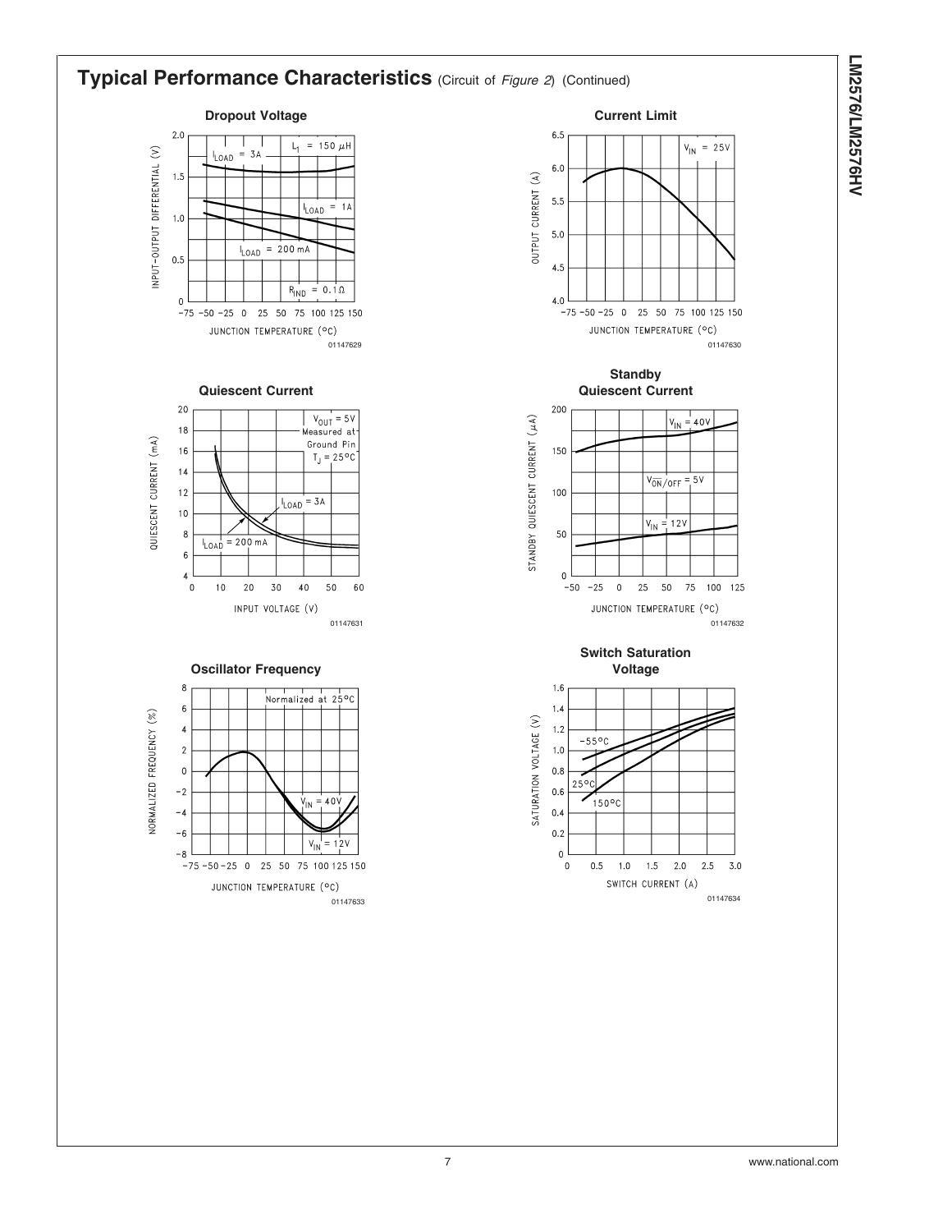## Typical Performance Characteristics (Circuit of *Figure 2*) (Continued)

**Dropout Voltage**

01147629

**Current Limit**

01147630

**Quiescent Current**

01147631

**Standby Quiescent Current**

01147632

**Oscillator Frequency**

01147633

**Switch Saturation Voltage**

01147634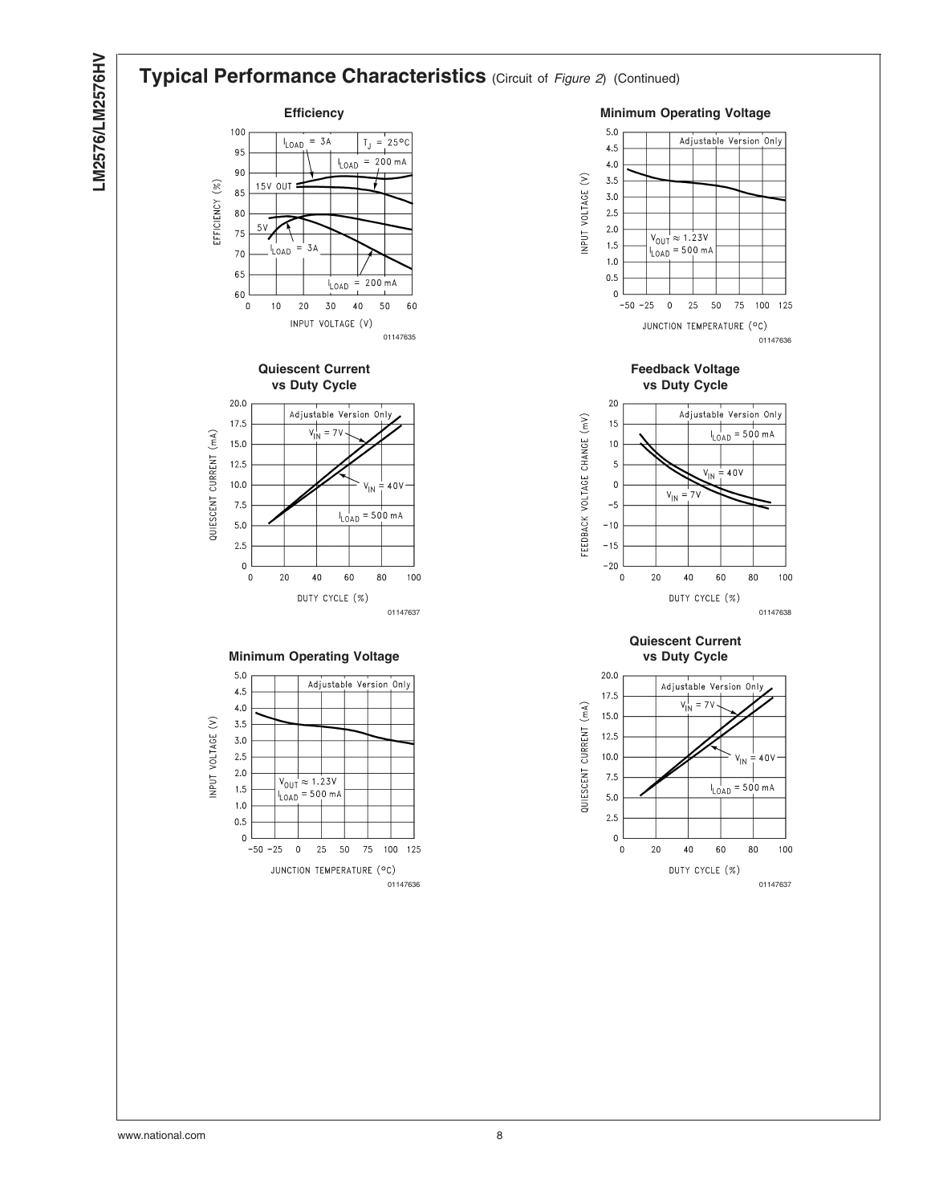## Typical Performance Characteristics (Circuit of *Figure 2*) (Continued)

**Efficiency**

01147635

**Minimum Operating Voltage**

01147636

**Quiescent Current vs Duty Cycle**

01147637

**Feedback Voltage vs Duty Cycle**

01147638

**Minimum Operating Voltage**

01147636

**Quiescent Current vs Duty Cycle**

01147637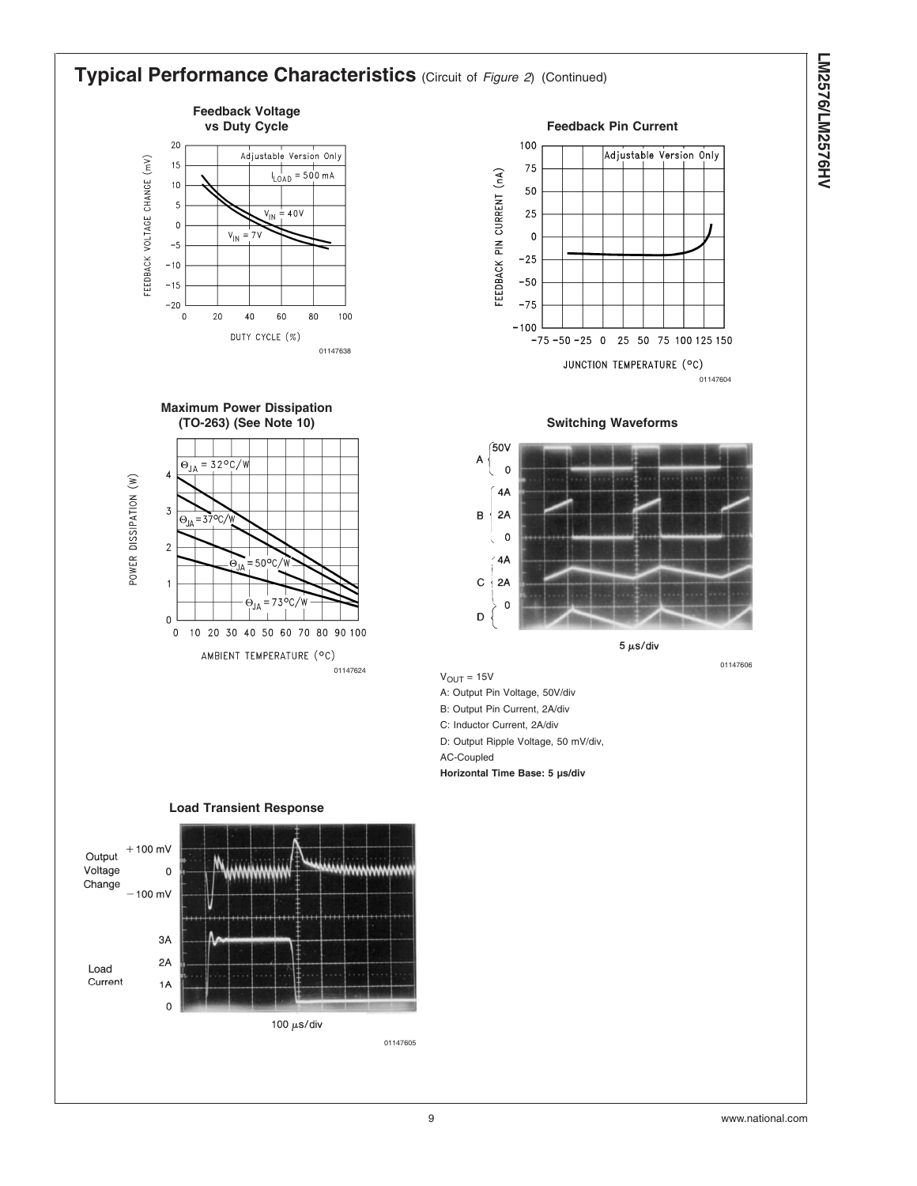## Typical Performance Characteristics (Circuit of *Figure 2*) (Continued)

**Feedback Voltage vs Duty Cycle**

01147638

**Feedback Pin Current**

01147604

**Maximum Power Dissipation (TO-263) (See Note 10)**

01147624

**Switching Waveforms**

01147606

$V_{OUT}$ = 15V

A: Output Pin Voltage, 50V/div

B: Output Pin Current, 2A/div

C: Inductor Current, 2A/div

D: Output Ripple Voltage, 50 mV/div, AC-Coupled

**Horizontal Time Base: 5 µs/div**

**Load Transient Response**

01147605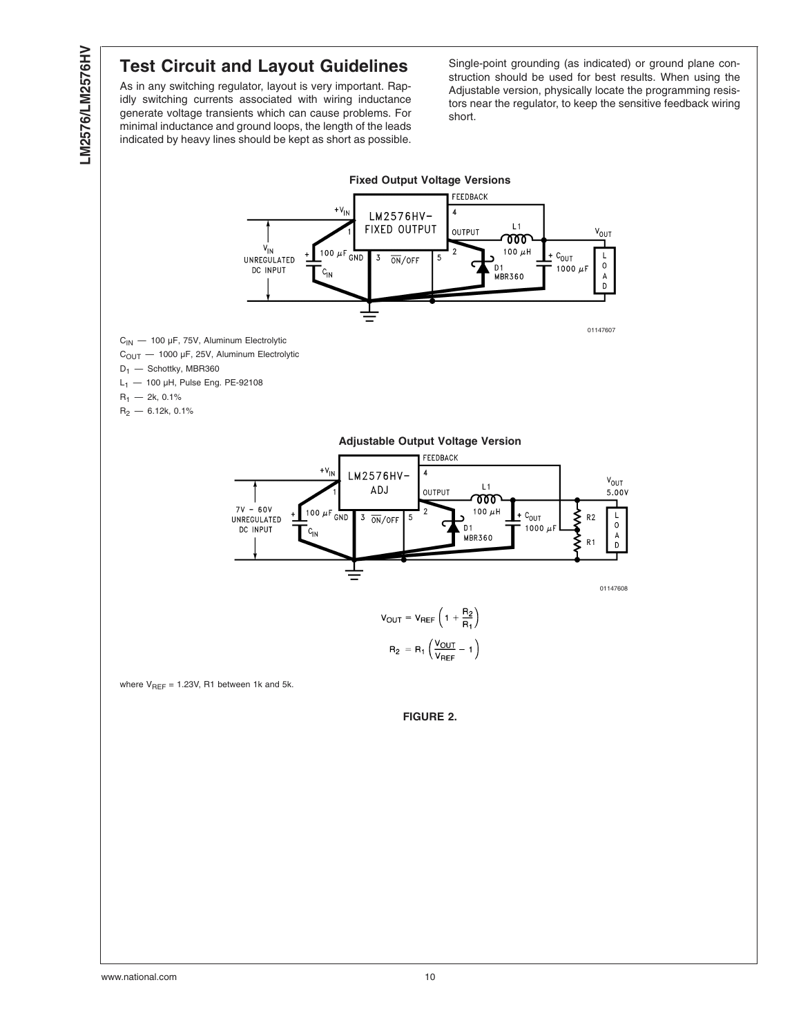## Test Circuit and Layout Guidelines

As in any switching regulator, layout is very important. Rapidly switching currents associated with wiring inductance generate voltage transients which can cause problems. For minimal inductance and ground loops, the length of the leads indicated by heavy lines should be kept as short as possible. Single-point grounding (as indicated) or ground plane construction should be used for best results. When using the Adjustable version, physically locate the programming resistors near the regulator, to keep the sensitive feedback wiring short.

**Fixed Output Voltage Versions**

01147607

$C_{IN}$ — 100 μF, 75V, Aluminum Electrolytic

$C_{OUT}$ — 1000 μF, 25V, Aluminum Electrolytic

$D_1$ — Schottky, MBR360

$L_1$ — 100 μH, Pulse Eng. PE-92108

$R_1$ — 2k, 0.1%

$R_2$ — 6.12k, 0.1%

**Adjustable Output Voltage Version**

01147608

$$V_{OUT} = V_{REF}\left(1 + \frac{R_2}{R_1}\right)$$

$$R_2 = R_1\left(\frac{V_{OUT}}{V_{REF}} - 1\right)$$

where $V_{REF}$ = 1.23V, R1 between 1k and 5k.

**FIGURE 2.**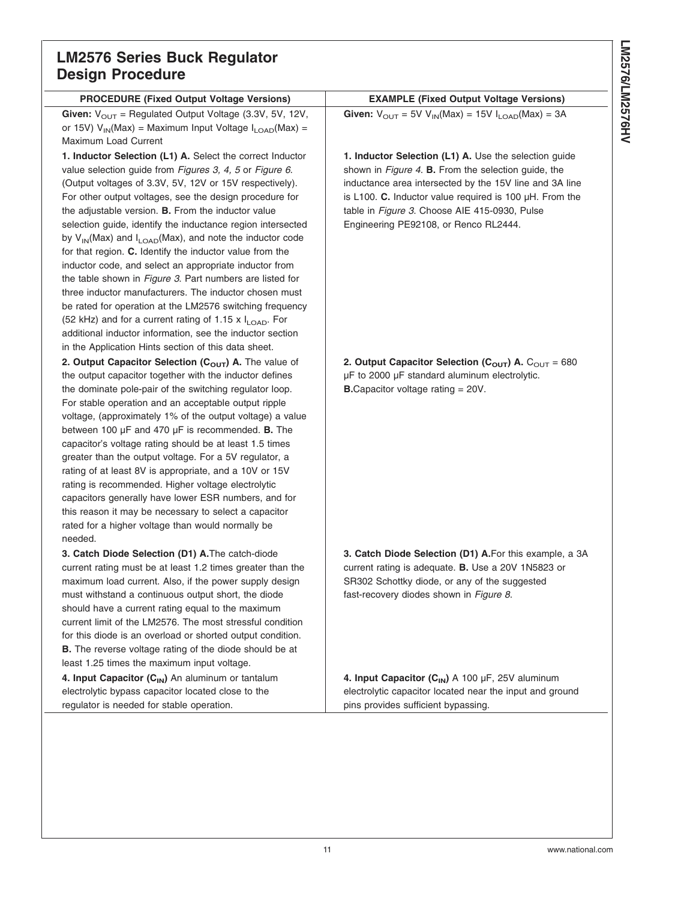# LM2576 Series Buck Regulator Design Procedure

| PROCEDURE (Fixed Output Voltage Versions) | EXAMPLE (Fixed Output Voltage Versions) |
|---|---|
| **Given:** $V_{OUT}$ = Regulated Output Voltage (3.3V, 5V, 12V, or 15V) $V_{IN}(Max)$ = Maximum Input Voltage $I_{LOAD}(Max)$ = Maximum Load Current | **Given:** $V_{OUT}$ = 5V $V_{IN}(Max)$ = 15V $I_{LOAD}(Max)$ = 3A |
| **1. Inductor Selection (L1) A.** Select the correct Inductor value selection guide from *Figures 3, 4, 5* or *Figure 6*. (Output voltages of 3.3V, 5V, 12V or 15V respectively). For other output voltages, see the design procedure for the adjustable version. **B.** From the inductor value selection guide, identify the inductance region intersected by $V_{IN}(Max)$ and $I_{LOAD}(Max)$, and note the inductor code for that region. **C.** Identify the inductor value from the inductor code, and select an appropriate inductor from the table shown in *Figure 3*. Part numbers are listed for three inductor manufacturers. The inductor chosen must be rated for operation at the LM2576 switching frequency (52 kHz) and for a current rating of 1.15 x $I_{LOAD}$. For additional inductor information, see the inductor section in the Application Hints section of this data sheet. | **1. Inductor Selection (L1) A.** Use the selection guide shown in *Figure 4*. **B.** From the selection guide, the inductance area intersected by the 15V line and 3A line is L100. **C.** Inductor value required is 100 µH. From the table in *Figure 3*. Choose AIE 415-0930, Pulse Engineering PE92108, or Renco RL2444. |
| **2. Output Capacitor Selection ($C_{OUT}$) A.** The value of the output capacitor together with the inductor defines the dominate pole-pair of the switching regulator loop. For stable operation and an acceptable output ripple voltage, (approximately 1% of the output voltage) a value between 100 µF and 470 µF is recommended. **B.** The capacitor's voltage rating should be at least 1.5 times greater than the output voltage. For a 5V regulator, a rating of at least 8V is appropriate, and a 10V or 15V rating is recommended. Higher voltage electrolytic capacitors generally have lower ESR numbers, and for this reason it may be necessary to select a capacitor rated for a higher voltage than would normally be needed. | **2. Output Capacitor Selection ($C_{OUT}$) A.** $C_{OUT}$ = 680 µF to 2000 µF standard aluminum electrolytic. **B.** Capacitor voltage rating = 20V. |
| **3. Catch Diode Selection (D1) A.** The catch-diode current rating must be at least 1.2 times greater than the maximum load current. Also, if the power supply design must withstand a continuous output short, the diode should have a current rating equal to the maximum current limit of the LM2576. The most stressful condition for this diode is an overload or shorted output condition. **B.** The reverse voltage rating of the diode should be at least 1.25 times the maximum input voltage. | **3. Catch Diode Selection (D1) A.** For this example, a 3A current rating is adequate. **B.** Use a 20V 1N5823 or SR302 Schottky diode, or any of the suggested fast-recovery diodes shown in *Figure 8*. |
| **4. Input Capacitor ($C_{IN}$)** An aluminum or tantalum electrolytic bypass capacitor located close to the regulator is needed for stable operation. | **4. Input Capacitor ($C_{IN}$)** A 100 µF, 25V aluminum electrolytic capacitor located near the input and ground pins provides sufficient bypassing. |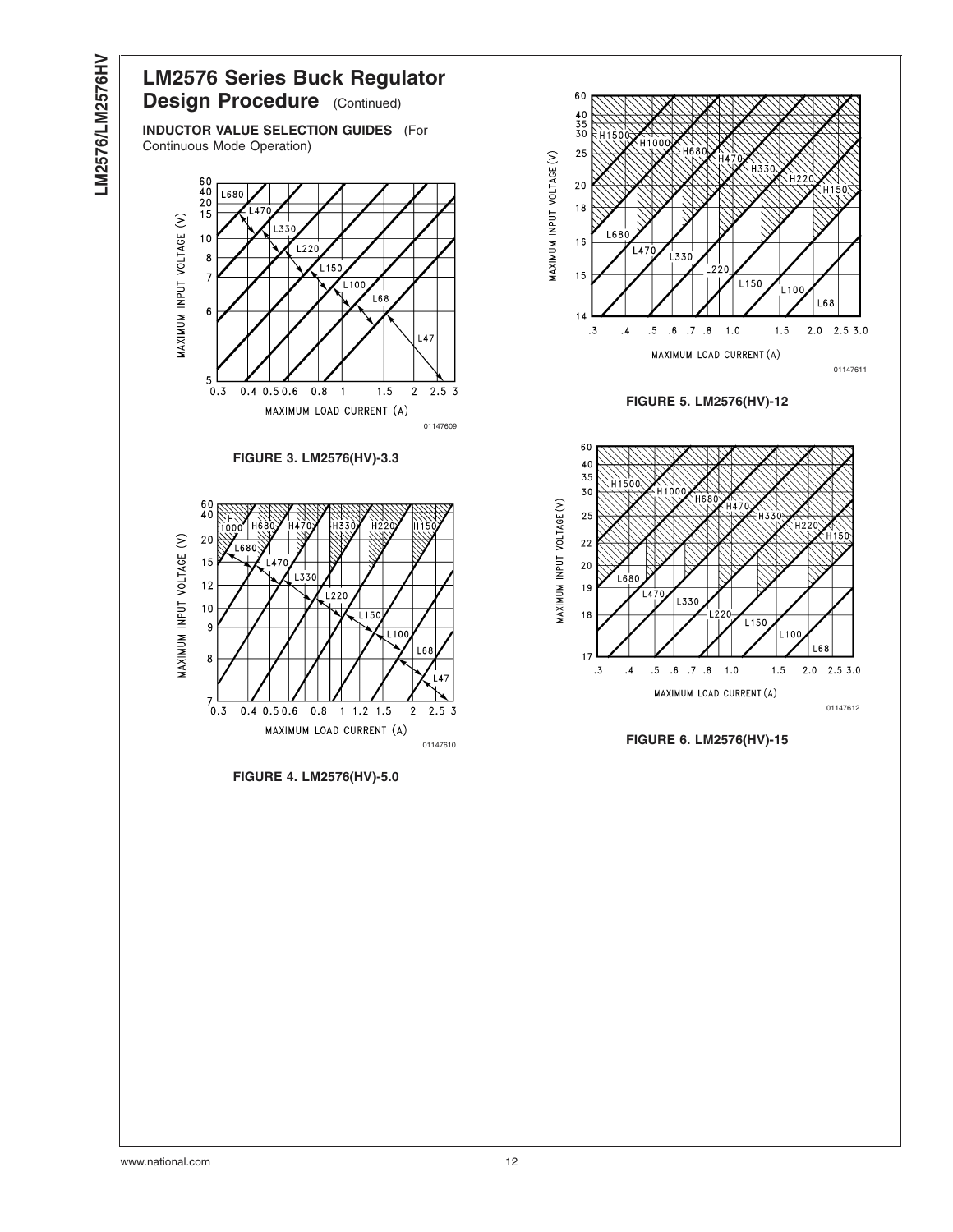## LM2576 Series Buck Regulator Design Procedure (Continued)

**INDUCTOR VALUE SELECTION GUIDES** (For Continuous Mode Operation)

01147609

**FIGURE 3. LM2576(HV)-3.3**

01147610

**FIGURE 4. LM2576(HV)-5.0**

01147611

**FIGURE 5. LM2576(HV)-12**

01147612

**FIGURE 6. LM2576(HV)-15**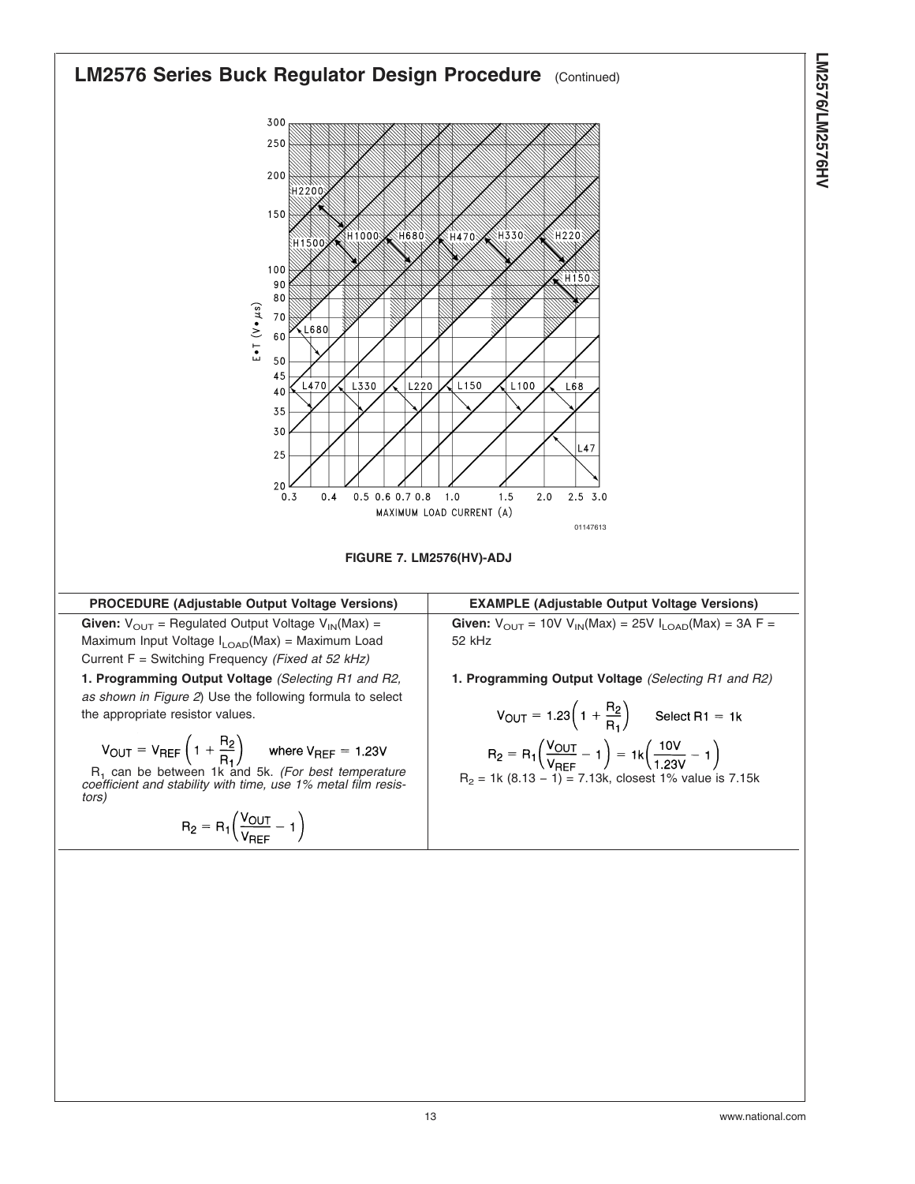## LM2576 Series Buck Regulator Design Procedure (Continued)

FIGURE 7. LM2576(HV)-ADJ

| PROCEDURE (Adjustable Output Voltage Versions) | EXAMPLE (Adjustable Output Voltage Versions) |
|---|---|
| **Given:** $V_{OUT}$ = Regulated Output Voltage $V_{IN}$(Max) = Maximum Input Voltage $I_{LOAD}$(Max) = Maximum Load Current F = Switching Frequency *(Fixed at 52 kHz)* | **Given:** $V_{OUT}$ = 10V $V_{IN}$(Max) = 25V $I_{LOAD}$(Max) = 3A F = 52 kHz |
| **1. Programming Output Voltage** *(Selecting R1 and R2, as shown in Figure 2)* Use the following formula to select the appropriate resistor values. $$V_{OUT} = V_{REF}\left(1 + \frac{R_2}{R_1}\right) \quad \text{where } V_{REF} = 1.23V$$ $R_1$ can be between 1k and 5k. *(For best temperature coefficient and stability with time, use 1% metal film resistors)* $$R_2 = R_1\left(\frac{V_{OUT}}{V_{REF}} - 1\right)$$ | **1. Programming Output Voltage** *(Selecting R1 and R2)* $$V_{OUT} = 1.23\left(1 + \frac{R_2}{R_1}\right) \quad \text{Select R1} = 1k$$ $$R_2 = R_1\left(\frac{V_{OUT}}{V_{REF}} - 1\right) = 1k\left(\frac{10V}{1.23V} - 1\right)$$ $R_2$ = 1k (8.13 − 1) = 7.13k, closest 1% value is 7.15k |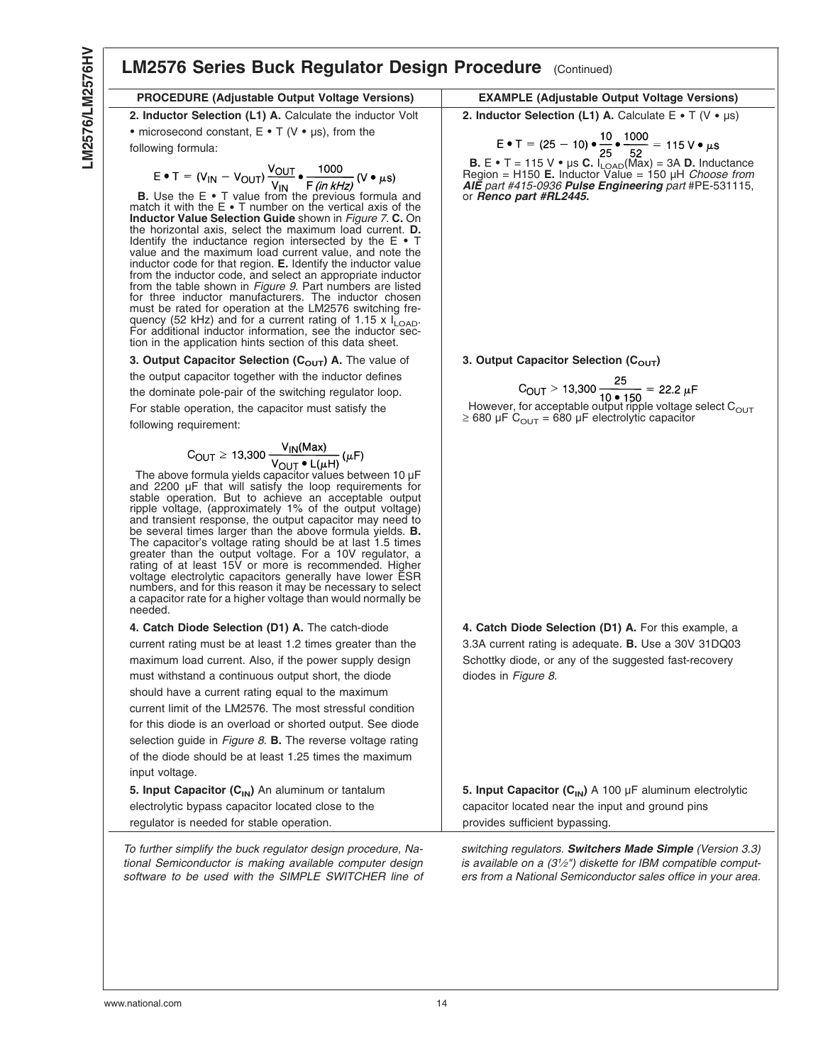## LM2576 Series Buck Regulator Design Procedure (Continued)

| PROCEDURE (Adjustable Output Voltage Versions) | EXAMPLE (Adjustable Output Voltage Versions) |
|---|---|
| **2. Inductor Selection (L1) A.** Calculate the inductor Volt • microsecond constant, E • T (V • µs), from the following formula: $$E \bullet T = (V_{IN} - V_{OUT}) \frac{V_{OUT}}{V_{IN}} \bullet \frac{1000}{F\,(in\,kHz)}\ (V \bullet \mu s)$$ **B.** Use the E • T value from the previous formula and match it with the E • T number on the vertical axis of the **Inductor Value Selection Guide** shown in *Figure 7*. **C.** On the horizontal axis, select the maximum load current. **D.** Identify the inductance region intersected by the E • T value and the maximum load current value, and note the inductor code for that region. **E.** Identify the inductor value from the inductor code, and select an appropriate inductor from the table shown in *Figure 9*. Part numbers are listed for three inductor manufacturers. The inductor chosen must be rated for operation at the LM2576 switching frequency (52 kHz) and for a current rating of 1.15 x $I_{LOAD}$. For additional inductor information, see the inductor section in the application hints section of this data sheet. | **2. Inductor Selection (L1) A.** Calculate E • T (V • µs) $$E \bullet T = (25 - 10) \bullet \frac{10}{25} \bullet \frac{1000}{52} = 115\ V \bullet \mu s$$ **B.** E • T = 115 V • µs **C.** $I_{LOAD}$(Max) = 3A **D.** Inductance Region = H150 **E.** Inductor Value = 150 µH *Choose from* ***AIE*** *part #415-0936* ***Pulse Engineering*** *part* #PE-531115, or ***Renco part #RL2445.*** |
| **3. Output Capacitor Selection ($C_{OUT}$) A.** The value of the output capacitor together with the inductor defines the dominate pole-pair of the switching regulator loop. For stable operation, the capacitor must satisfy the following requirement: $$C_{OUT} \geq 13{,}300 \frac{V_{IN}(Max)}{V_{OUT} \bullet L(\mu H)}\ (\mu F)$$ The above formula yields capacitor values between 10 µF and 2200 µF that will satisfy the loop requirements for stable operation. But to achieve an acceptable output ripple voltage, (approximately 1% of the output voltage) and transient response, the output capacitor may need to be several times larger than the above formula yields. **B.** The capacitor's voltage rating should be at last 1.5 times greater than the output voltage. For a 10V regulator, a rating of at least 15V or more is recommended. Higher voltage electrolytic capacitors generally have lower ESR numbers, and for this reason it may be necessary to select a capacitor rate for a higher voltage than would normally be needed. | **3. Output Capacitor Selection ($C_{OUT}$)** $$C_{OUT} > 13{,}300 \frac{25}{10 \bullet 150} = 22.2\ \mu F$$ However, for acceptable output ripple voltage select $C_{OUT} \geq 680\ \mu F$ $C_{OUT}$ = 680 µF electrolytic capacitor |
| **4. Catch Diode Selection (D1) A.** The catch-diode current rating must be at least 1.2 times greater than the maximum load current. Also, if the power supply design must withstand a continuous output short, the diode should have a current rating equal to the maximum current limit of the LM2576. The most stressful condition for this diode is an overload or shorted output. See diode selection guide in *Figure 8*. **B.** The reverse voltage rating of the diode should be at least 1.25 times the maximum input voltage. | **4. Catch Diode Selection (D1) A.** For this example, a 3.3A current rating is adequate. **B.** Use a 30V 31DQ03 Schottky diode, or any of the suggested fast-recovery diodes in *Figure 8*. |
| **5. Input Capacitor ($C_{IN}$)** An aluminum or tantalum electrolytic bypass capacitor located close to the regulator is needed for stable operation. | **5. Input Capacitor ($C_{IN}$)** A 100 µF aluminum electrolytic capacitor located near the input and ground pins provides sufficient bypassing. |

*To further simplify the buck regulator design procedure, National Semiconductor is making available computer design software to be used with the SIMPLE SWITCHER line of switching regulators.* ***Switchers Made Simple*** *(Version 3.3) is available on a (3½") diskette for IBM compatible computers from a National Semiconductor sales office in your area.*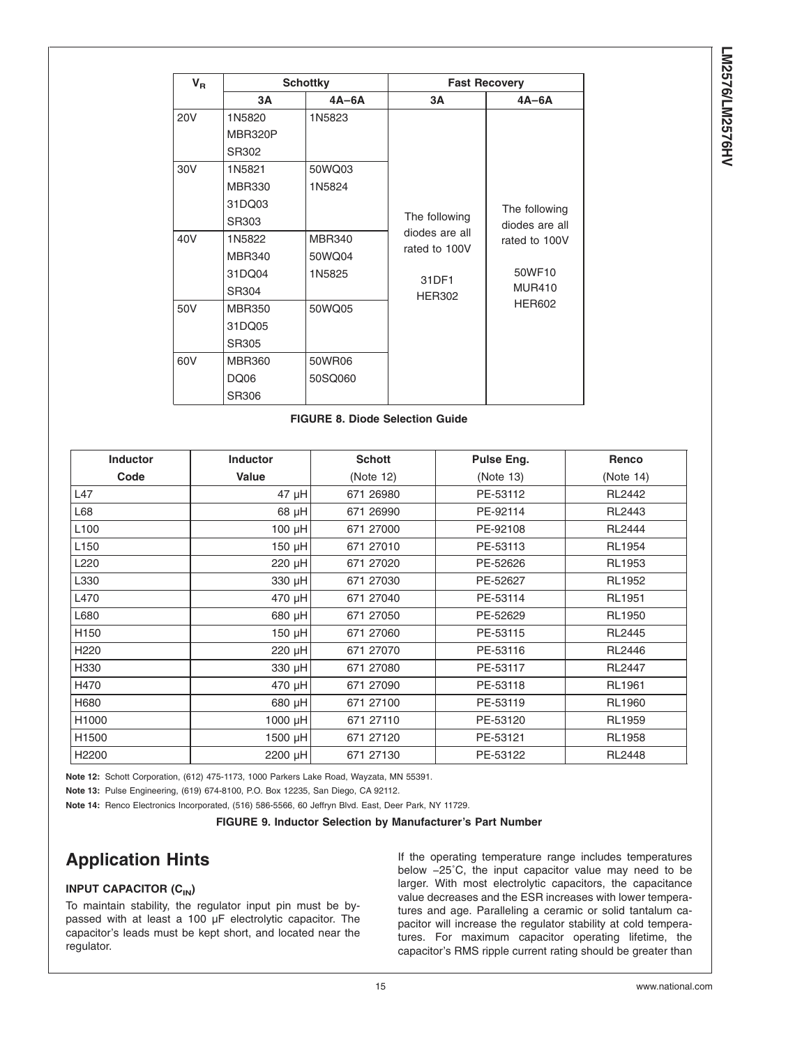| $V_R$ | Schottky | | Fast Recovery | |
|---|---|---|---|---|
| | 3A | 4A–6A | 3A | 4A–6A |
| 20V | 1N5820<br>MBR320P<br>SR302 | 1N5823 | The following diodes are all rated to 100V<br><br>31DF1<br>HER302 | The following diodes are all rated to 100V<br><br>50WF10<br>MUR410<br>HER602 |
| 30V | 1N5821<br>MBR330<br>31DQ03<br>SR303 | 50WQ03<br>1N5824 | | |
| 40V | 1N5822<br>MBR340<br>31DQ04<br>SR304 | MBR340<br>50WQ04<br>1N5825 | | |
| 50V | MBR350<br>31DQ05<br>SR305 | 50WQ05 | | |
| 60V | MBR360<br>DQ06<br>SR306 | 50WR06<br>50SQ060 | | |

**FIGURE 8. Diode Selection Guide**

| Inductor Code | Inductor Value | Schott (Note 12) | Pulse Eng. (Note 13) | Renco (Note 14) |
|---|---|---|---|---|
| L47 | 47 µH | 671 26980 | PE-53112 | RL2442 |
| L68 | 68 µH | 671 26990 | PE-92114 | RL2443 |
| L100 | 100 µH | 671 27000 | PE-92108 | RL2444 |
| L150 | 150 µH | 671 27010 | PE-53113 | RL1954 |
| L220 | 220 µH | 671 27020 | PE-52626 | RL1953 |
| L330 | 330 µH | 671 27030 | PE-52627 | RL1952 |
| L470 | 470 µH | 671 27040 | PE-53114 | RL1951 |
| L680 | 680 µH | 671 27050 | PE-52629 | RL1950 |
| H150 | 150 µH | 671 27060 | PE-53115 | RL2445 |
| H220 | 220 µH | 671 27070 | PE-53116 | RL2446 |
| H330 | 330 µH | 671 27080 | PE-53117 | RL2447 |
| H470 | 470 µH | 671 27090 | PE-53118 | RL1961 |
| H680 | 680 µH | 671 27100 | PE-53119 | RL1960 |
| H1000 | 1000 µH | 671 27110 | PE-53120 | RL1959 |
| H1500 | 1500 µH | 671 27120 | PE-53121 | RL1958 |
| H2200 | 2200 µH | 671 27130 | PE-53122 | RL2448 |

**Note 12:** Schott Corporation, (612) 475-1173, 1000 Parkers Lake Road, Wayzata, MN 55391.

**Note 13:** Pulse Engineering, (619) 674-8100, P.O. Box 12235, San Diego, CA 92112.

**Note 14:** Renco Electronics Incorporated, (516) 586-5566, 60 Jeffryn Blvd. East, Deer Park, NY 11729.

**FIGURE 9. Inductor Selection by Manufacturer's Part Number**

# Application Hints

### INPUT CAPACITOR ($C_{IN}$)

To maintain stability, the regulator input pin must be bypassed with at least a 100 µF electrolytic capacitor. The capacitor's leads must be kept short, and located near the regulator.

If the operating temperature range includes temperatures below −25˚C, the input capacitor value may need to be larger. With most electrolytic capacitors, the capacitance value decreases and the ESR increases with lower temperatures and age. Paralleling a ceramic or solid tantalum capacitor will increase the regulator stability at cold temperatures. For maximum capacitor operating lifetime, the capacitor's RMS ripple current rating should be greater than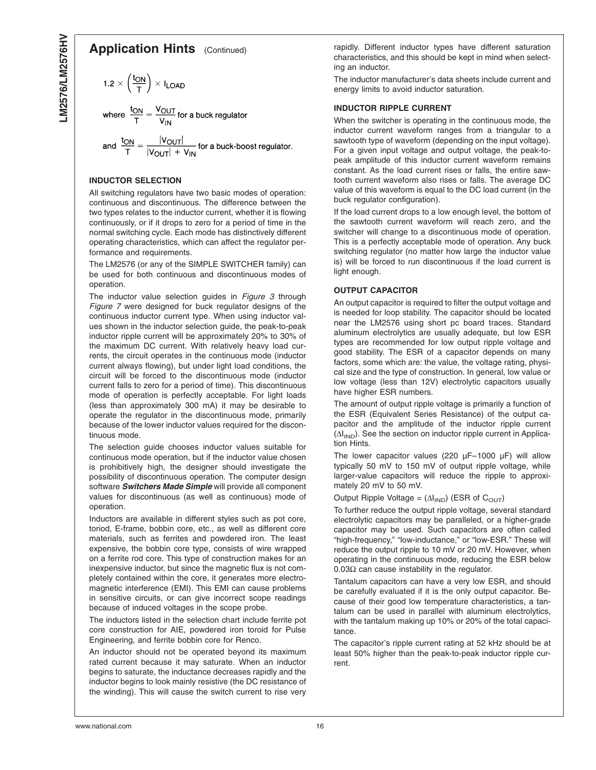## Application Hints (Continued)

$$1.2 \times \left(\frac{t_{ON}}{T}\right) \times I_{LOAD}$$

where $\frac{t_{ON}}{T} = \frac{V_{OUT}}{V_{IN}}$ for a buck regulator

and $\frac{t_{ON}}{T} = \frac{|V_{OUT}|}{|V_{OUT}| + V_{IN}}$ for a buck-boost regulator.

### INDUCTOR SELECTION

All switching regulators have two basic modes of operation: continuous and discontinuous. The difference between the two types relates to the inductor current, whether it is flowing continuously, or if it drops to zero for a period of time in the normal switching cycle. Each mode has distinctively different operating characteristics, which can affect the regulator performance and requirements.

The LM2576 (or any of the SIMPLE SWITCHER family) can be used for both continuous and discontinuous modes of operation.

The inductor value selection guides in *Figure 3* through *Figure 7* were designed for buck regulator designs of the continuous inductor current type. When using inductor values shown in the inductor selection guide, the peak-to-peak inductor ripple current will be approximately 20% to 30% of the maximum DC current. With relatively heavy load currents, the circuit operates in the continuous mode (inductor current always flowing), but under light load conditions, the circuit will be forced to the discontinuous mode (inductor current falls to zero for a period of time). This discontinuous mode of operation is perfectly acceptable. For light loads (less than approximately 300 mA) it may be desirable to operate the regulator in the discontinuous mode, primarily because of the lower inductor values required for the discontinuous mode.

The selection guide chooses inductor values suitable for continuous mode operation, but if the inductor value chosen is prohibitively high, the designer should investigate the possibility of discontinuous operation. The computer design software ***Switchers Made Simple*** will provide all component values for discontinuous (as well as continuous) mode of operation.

Inductors are available in different styles such as pot core, toriod, E-frame, bobbin core, etc., as well as different core materials, such as ferrites and powdered iron. The least expensive, the bobbin core type, consists of wire wrapped on a ferrite rod core. This type of construction makes for an inexpensive inductor, but since the magnetic flux is not completely contained within the core, it generates more electromagnetic interference (EMI). This EMI can cause problems in sensitive circuits, or can give incorrect scope readings because of induced voltages in the scope probe.

The inductors listed in the selection chart include ferrite pot core construction for AIE, powdered iron toroid for Pulse Engineering, and ferrite bobbin core for Renco.

An inductor should not be operated beyond its maximum rated current because it may saturate. When an inductor begins to saturate, the inductance decreases rapidly and the inductor begins to look mainly resistive (the DC resistance of the winding). This will cause the switch current to rise very rapidly. Different inductor types have different saturation characteristics, and this should be kept in mind when selecting an inductor.

The inductor manufacturer's data sheets include current and energy limits to avoid inductor saturation.

### INDUCTOR RIPPLE CURRENT

When the switcher is operating in the continuous mode, the inductor current waveform ranges from a triangular to a sawtooth type of waveform (depending on the input voltage). For a given input voltage and output voltage, the peak-to-peak amplitude of this inductor current waveform remains constant. As the load current rises or falls, the entire sawtooth current waveform also rises or falls. The average DC value of this waveform is equal to the DC load current (in the buck regulator configuration).

If the load current drops to a low enough level, the bottom of the sawtooth current waveform will reach zero, and the switcher will change to a discontinuous mode of operation. This is a perfectly acceptable mode of operation. Any buck switching regulator (no matter how large the inductor value is) will be forced to run discontinuous if the load current is light enough.

### OUTPUT CAPACITOR

An output capacitor is required to filter the output voltage and is needed for loop stability. The capacitor should be located near the LM2576 using short pc board traces. Standard aluminum electrolytics are usually adequate, but low ESR types are recommended for low output ripple voltage and good stability. The ESR of a capacitor depends on many factors, some which are: the value, the voltage rating, physical size and the type of construction. In general, low value or low voltage (less than 12V) electrolytic capacitors usually have higher ESR numbers.

The amount of output ripple voltage is primarily a function of the ESR (Equivalent Series Resistance) of the output capacitor and the amplitude of the inductor ripple current ($\Delta I_{IND}$). See the section on inductor ripple current in Application Hints.

The lower capacitor values (220 µF–1000 µF) will allow typically 50 mV to 150 mV of output ripple voltage, while larger-value capacitors will reduce the ripple to approximately 20 mV to 50 mV.

Output Ripple Voltage = ($\Delta I_{IND}$) (ESR of $C_{OUT}$)

To further reduce the output ripple voltage, several standard electrolytic capacitors may be paralleled, or a higher-grade capacitor may be used. Such capacitors are often called "high-frequency," "low-inductance," or "low-ESR." These will reduce the output ripple to 10 mV or 20 mV. However, when operating in the continuous mode, reducing the ESR below 0.03Ω can cause instability in the regulator.

Tantalum capacitors can have a very low ESR, and should be carefully evaluated if it is the only output capacitor. Because of their good low temperature characteristics, a tantalum can be used in parallel with aluminum electrolytics, with the tantalum making up 10% or 20% of the total capacitance.

The capacitor's ripple current rating at 52 kHz should be at least 50% higher than the peak-to-peak inductor ripple current.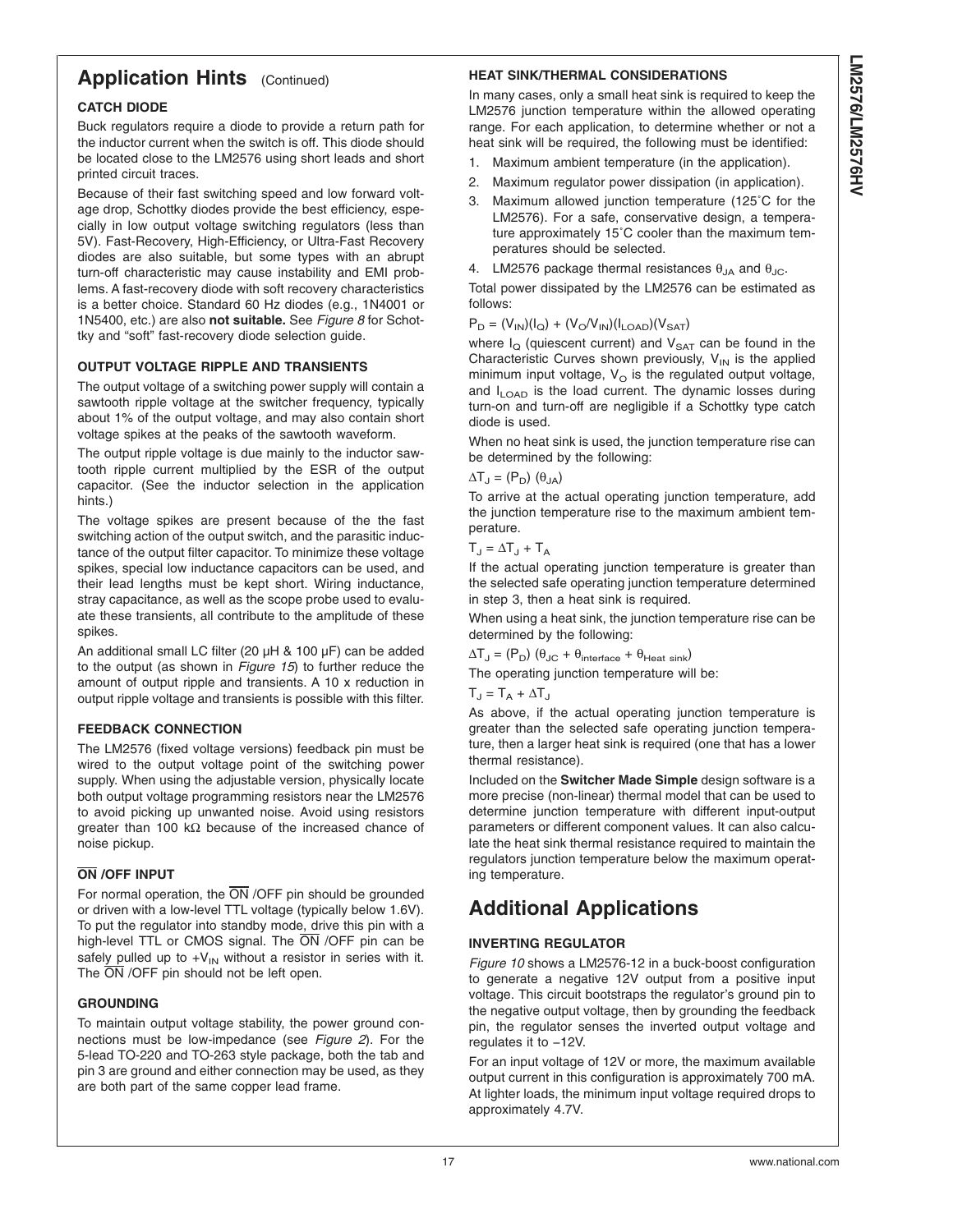## Application Hints (Continued)

### CATCH DIODE

Buck regulators require a diode to provide a return path for the inductor current when the switch is off. This diode should be located close to the LM2576 using short leads and short printed circuit traces.

Because of their fast switching speed and low forward voltage drop, Schottky diodes provide the best efficiency, especially in low output voltage switching regulators (less than 5V). Fast-Recovery, High-Efficiency, or Ultra-Fast Recovery diodes are also suitable, but some types with an abrupt turn-off characteristic may cause instability and EMI problems. A fast-recovery diode with soft recovery characteristics is a better choice. Standard 60 Hz diodes (e.g., 1N4001 or 1N5400, etc.) are also **not suitable.** See *Figure 8* for Schottky and "soft" fast-recovery diode selection guide.

### OUTPUT VOLTAGE RIPPLE AND TRANSIENTS

The output voltage of a switching power supply will contain a sawtooth ripple voltage at the switcher frequency, typically about 1% of the output voltage, and may also contain short voltage spikes at the peaks of the sawtooth waveform.

The output ripple voltage is due mainly to the inductor sawtooth ripple current multiplied by the ESR of the output capacitor. (See the inductor selection in the application hints.)

The voltage spikes are present because of the the fast switching action of the output switch, and the parasitic inductance of the output filter capacitor. To minimize these voltage spikes, special low inductance capacitors can be used, and their lead lengths must be kept short. Wiring inductance, stray capacitance, as well as the scope probe used to evaluate these transients, all contribute to the amplitude of these spikes.

An additional small LC filter (20 µH & 100 µF) can be added to the output (as shown in *Figure 15*) to further reduce the amount of output ripple and transients. A 10 x reduction in output ripple voltage and transients is possible with this filter.

### FEEDBACK CONNECTION

The LM2576 (fixed voltage versions) feedback pin must be wired to the output voltage point of the switching power supply. When using the adjustable version, physically locate both output voltage programming resistors near the LM2576 to avoid picking up unwanted noise. Avoid using resistors greater than 100 kΩ because of the increased chance of noise pickup.

### $\overline{ON}$ /OFF INPUT

For normal operation, the $\overline{ON}$ /OFF pin should be grounded or driven with a low-level TTL voltage (typically below 1.6V). To put the regulator into standby mode, drive this pin with a high-level TTL or CMOS signal. The $\overline{ON}$ /OFF pin can be safely pulled up to $+V_{IN}$ without a resistor in series with it. The $\overline{ON}$ /OFF pin should not be left open.

### GROUNDING

To maintain output voltage stability, the power ground connections must be low-impedance (see *Figure 2*). For the 5-lead TO-220 and TO-263 style package, both the tab and pin 3 are ground and either connection may be used, as they are both part of the same copper lead frame.

### HEAT SINK/THERMAL CONSIDERATIONS

In many cases, only a small heat sink is required to keep the LM2576 junction temperature within the allowed operating range. For each application, to determine whether or not a heat sink will be required, the following must be identified:

1. Maximum ambient temperature (in the application).
2. Maximum regulator power dissipation (in application).
3. Maximum allowed junction temperature (125˚C for the LM2576). For a safe, conservative design, a temperature approximately 15˚C cooler than the maximum temperatures should be selected.
4. LM2576 package thermal resistances $\theta_{JA}$ and $\theta_{JC}$.

Total power dissipated by the LM2576 can be estimated as follows:

$$P_D = (V_{IN})(I_Q) + (V_O/V_{IN})(I_{LOAD})(V_{SAT})$$

where $I_Q$ (quiescent current) and $V_{SAT}$ can be found in the Characteristic Curves shown previously, $V_{IN}$ is the applied minimum input voltage, $V_O$ is the regulated output voltage, and $I_{LOAD}$ is the load current. The dynamic losses during turn-on and turn-off are negligible if a Schottky type catch diode is used.

When no heat sink is used, the junction temperature rise can be determined by the following:

$$\Delta T_J = (P_D)\ (\theta_{JA})$$

To arrive at the actual operating junction temperature, add the junction temperature rise to the maximum ambient temperature.

$$T_J = \Delta T_J + T_A$$

If the actual operating junction temperature is greater than the selected safe operating junction temperature determined in step 3, then a heat sink is required.

When using a heat sink, the junction temperature rise can be determined by the following:

$$\Delta T_J = (P_D)\ (\theta_{JC} + \theta_{interface} + \theta_{Heat\ sink})$$

The operating junction temperature will be:

$$T_J = T_A + \Delta T_J$$

As above, if the actual operating junction temperature is greater than the selected safe operating junction temperature, then a larger heat sink is required (one that has a lower thermal resistance).

Included on the **Switcher Made Simple** design software is a more precise (non-linear) thermal model that can be used to determine junction temperature with different input-output parameters or different component values. It can also calculate the heat sink thermal resistance required to maintain the regulators junction temperature below the maximum operating temperature.

## Additional Applications

### INVERTING REGULATOR

*Figure 10* shows a LM2576-12 in a buck-boost configuration to generate a negative 12V output from a positive input voltage. This circuit bootstraps the regulator's ground pin to the negative output voltage, then by grounding the feedback pin, the regulator senses the inverted output voltage and regulates it to −12V.

For an input voltage of 12V or more, the maximum available output current in this configuration is approximately 700 mA. At lighter loads, the minimum input voltage required drops to approximately 4.7V.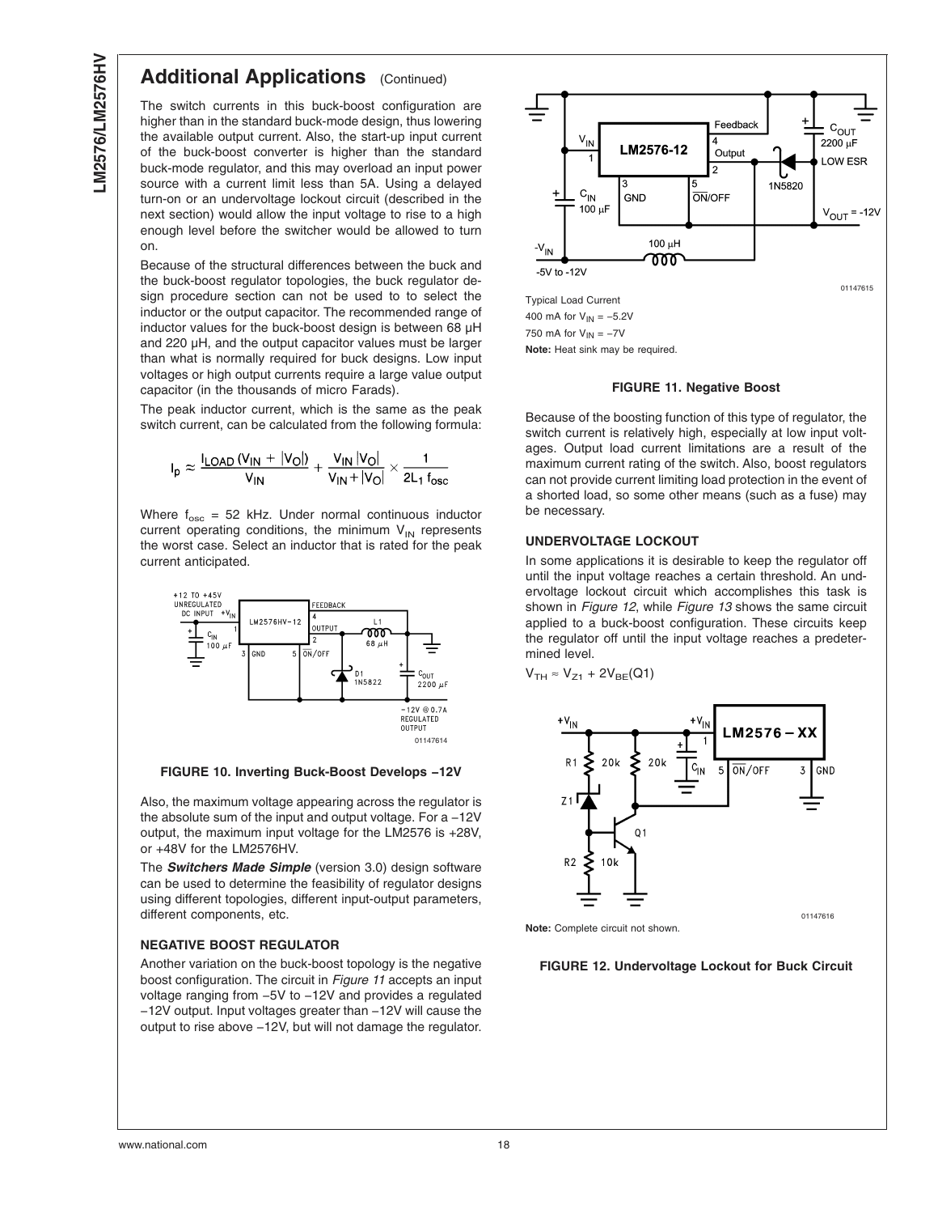## Additional Applications (Continued)

The switch currents in this buck-boost configuration are higher than in the standard buck-mode design, thus lowering the available output current. Also, the start-up input current of the buck-boost converter is higher than the standard buck-mode regulator, and this may overload an input power source with a current limit less than 5A. Using a delayed turn-on or an undervoltage lockout circuit (described in the next section) would allow the input voltage to rise to a high enough level before the switcher would be allowed to turn on.

Because of the structural differences between the buck and the buck-boost regulator topologies, the buck regulator design procedure section can not be used to to select the inductor or the output capacitor. The recommended range of inductor values for the buck-boost design is between 68 µH and 220 µH, and the output capacitor values must be larger than what is normally required for buck designs. Low input voltages or high output currents require a large value output capacitor (in the thousands of micro Farads).

The peak inductor current, which is the same as the peak switch current, can be calculated from the following formula:

$$I_p \approx \frac{I_{LOAD}\,(V_{IN} + |V_O|)}{V_{IN}} + \frac{V_{IN}\,|V_O|}{V_{IN} + |V_O|} \times \frac{1}{2L_1\,f_{osc}}$$

Where $f_{osc}$ = 52 kHz. Under normal continuous inductor current operating conditions, the minimum $V_{IN}$ represents the worst case. Select an inductor that is rated for the peak current anticipated.

01147614

**FIGURE 10. Inverting Buck-Boost Develops −12V**

Also, the maximum voltage appearing across the regulator is the absolute sum of the input and output voltage. For a −12V output, the maximum input voltage for the LM2576 is +28V, or +48V for the LM2576HV.

The ***Switchers Made Simple*** (version 3.0) design software can be used to determine the feasibility of regulator designs using different topologies, different input-output parameters, different components, etc.

### NEGATIVE BOOST REGULATOR

Another variation on the buck-boost topology is the negative boost configuration. The circuit in *Figure 11* accepts an input voltage ranging from −5V to −12V and provides a regulated −12V output. Input voltages greater than −12V will cause the output to rise above −12V, but will not damage the regulator.

01147615

Typical Load Current

400 mA for $V_{IN}$ = −5.2V

750 mA for $V_{IN}$ = −7V

**Note:** Heat sink may be required.

**FIGURE 11. Negative Boost**

Because of the boosting function of this type of regulator, the switch current is relatively high, especially at low input voltages. Output load current limitations are a result of the maximum current rating of the switch. Also, boost regulators can not provide current limiting load protection in the event of a shorted load, so some other means (such as a fuse) may be necessary.

### UNDERVOLTAGE LOCKOUT

In some applications it is desirable to keep the regulator off until the input voltage reaches a certain threshold. An undervoltage lockout circuit which accomplishes this task is shown in *Figure 12*, while *Figure 13* shows the same circuit applied to a buck-boost configuration. These circuits keep the regulator off until the input voltage reaches a predetermined level.

$V_{TH} \approx V_{Z1} + 2V_{BE}(Q1)$

01147616

**Note:** Complete circuit not shown.

**FIGURE 12. Undervoltage Lockout for Buck Circuit**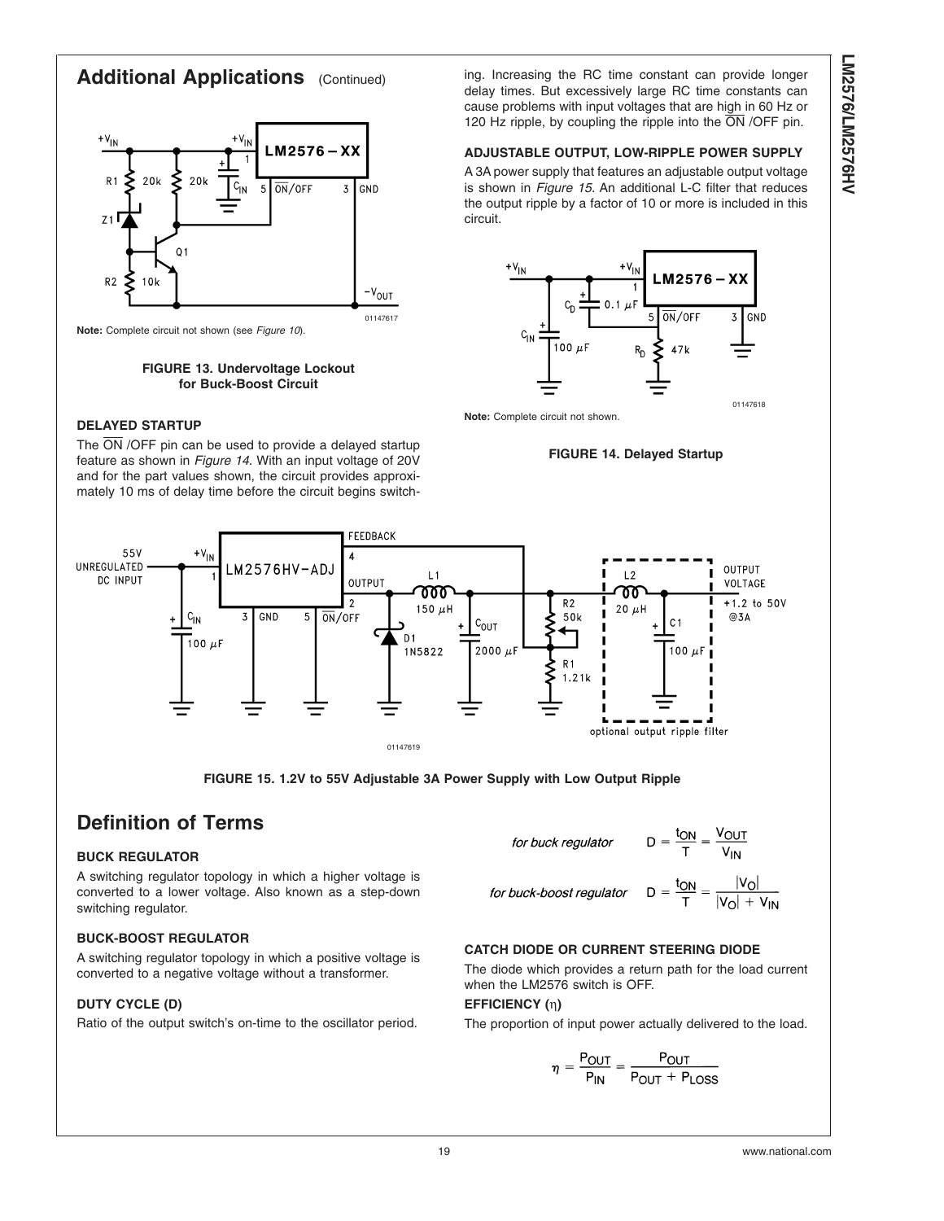## Additional Applications (Continued)

**Note:** Complete circuit not shown (see *Figure 10*).

**FIGURE 13. Undervoltage Lockout for Buck-Boost Circuit**

### DELAYED STARTUP

The $\overline{\text{ON}}$ /OFF pin can be used to provide a delayed startup feature as shown in *Figure 14*. With an input voltage of 20V and for the part values shown, the circuit provides approximately 10 ms of delay time before the circuit begins switching. Increasing the RC time constant can provide longer delay times. But excessively large RC time constants can cause problems with input voltages that are high in 60 Hz or 120 Hz ripple, by coupling the ripple into the $\overline{\text{ON}}$ /OFF pin.

### ADJUSTABLE OUTPUT, LOW-RIPPLE POWER SUPPLY

A 3A power supply that features an adjustable output voltage is shown in *Figure 15*. An additional L-C filter that reduces the output ripple by a factor of 10 or more is included in this circuit.

**Note:** Complete circuit not shown.

**FIGURE 14. Delayed Startup**

**FIGURE 15. 1.2V to 55V Adjustable 3A Power Supply with Low Output Ripple**

## Definition of Terms

### BUCK REGULATOR

A switching regulator topology in which a higher voltage is converted to a lower voltage. Also known as a step-down switching regulator.

### BUCK-BOOST REGULATOR

A switching regulator topology in which a positive voltage is converted to a negative voltage without a transformer.

### DUTY CYCLE (D)

Ratio of the output switch's on-time to the oscillator period.

*for buck regulator*

$$D = \frac{t_{ON}}{T} = \frac{V_{OUT}}{V_{IN}}$$

*for buck-boost regulator*

$$D = \frac{t_{ON}}{T} = \frac{|V_O|}{|V_O| + V_{IN}}$$

### CATCH DIODE OR CURRENT STEERING DIODE

The diode which provides a return path for the load current when the LM2576 switch is OFF.

### EFFICIENCY (η)

The proportion of input power actually delivered to the load.

$$\eta = \frac{P_{OUT}}{P_{IN}} = \frac{P_{OUT}}{P_{OUT} + P_{LOSS}}$$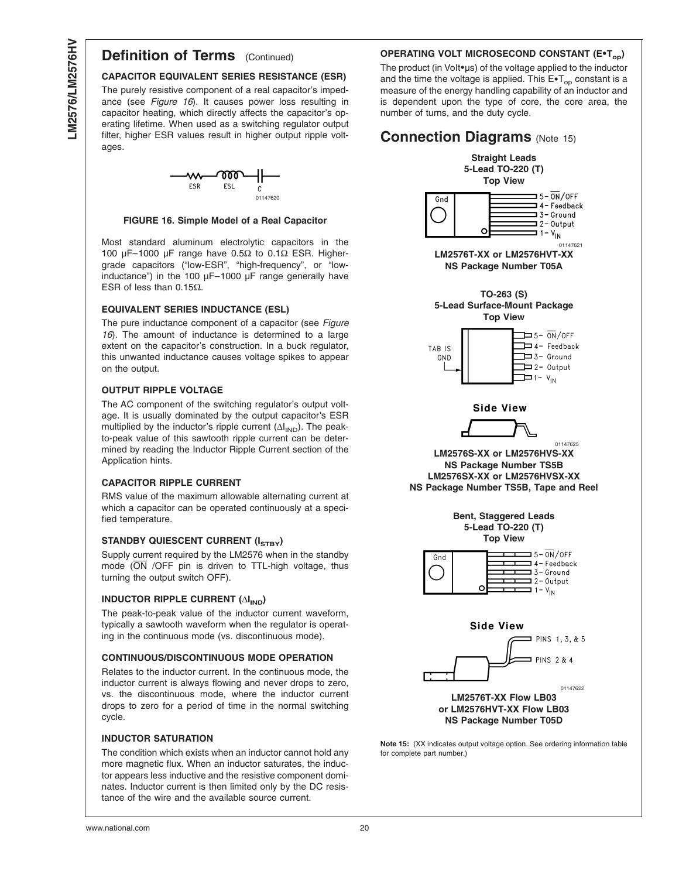## Definition of Terms (Continued)

### CAPACITOR EQUIVALENT SERIES RESISTANCE (ESR)

The purely resistive component of a real capacitor's impedance (see *Figure 16*). It causes power loss resulting in capacitor heating, which directly affects the capacitor's operating lifetime. When used as a switching regulator output filter, higher ESR values result in higher output ripple voltages.

ESR ESL C

01147620

**FIGURE 16. Simple Model of a Real Capacitor**

Most standard aluminum electrolytic capacitors in the 100 μF–1000 μF range have 0.5Ω to 0.1Ω ESR. Higher-grade capacitors ("low-ESR", "high-frequency", or "low-inductance") in the 100 μF–1000 μF range generally have ESR of less than 0.15Ω.

### EQUIVALENT SERIES INDUCTANCE (ESL)

The pure inductance component of a capacitor (see *Figure 16*). The amount of inductance is determined to a large extent on the capacitor's construction. In a buck regulator, this unwanted inductance causes voltage spikes to appear on the output.

### OUTPUT RIPPLE VOLTAGE

The AC component of the switching regulator's output voltage. It is usually dominated by the output capacitor's ESR multiplied by the inductor's ripple current ($\Delta I_{IND}$). The peak-to-peak value of this sawtooth ripple current can be determined by reading the Inductor Ripple Current section of the Application hints.

### CAPACITOR RIPPLE CURRENT

RMS value of the maximum allowable alternating current at which a capacitor can be operated continuously at a specified temperature.

### STANDBY QUIESCENT CURRENT ($I_{STBY}$)

Supply current required by the LM2576 when in the standby mode ($\overline{ON}$ /OFF pin is driven to TTL-high voltage, thus turning the output switch OFF).

### INDUCTOR RIPPLE CURRENT ($\Delta I_{IND}$)

The peak-to-peak value of the inductor current waveform, typically a sawtooth waveform when the regulator is operating in the continuous mode (vs. discontinuous mode).

### CONTINUOUS/DISCONTINUOUS MODE OPERATION

Relates to the inductor current. In the continuous mode, the inductor current is always flowing and never drops to zero, vs. the discontinuous mode, where the inductor current drops to zero for a period of time in the normal switching cycle.

### INDUCTOR SATURATION

The condition which exists when an inductor cannot hold any more magnetic flux. When an inductor saturates, the inductor appears less inductive and the resistive component dominates. Inductor current is then limited only by the DC resistance of the wire and the available source current.

### OPERATING VOLT MICROSECOND CONSTANT ($E \bullet T_{op}$)

The product (in Volt•μs) of the voltage applied to the inductor and the time the voltage is applied. This $E \bullet T_{op}$ constant is a measure of the energy handling capability of an inductor and is dependent upon the type of core, the core area, the number of turns, and the duty cycle.

## Connection Diagrams (Note 15)

**Straight Leads**
**5-Lead TO-220 (T)**
**Top View**

Gnd

5- $\overline{ON}$/OFF
4- Feedback
3- Ground
2- Output
1- $V_{IN}$

01147621

**LM2576T-XX or LM2576HVT-XX**
**NS Package Number T05A**

**TO-263 (S)**
**5-Lead Surface-Mount Package**
**Top View**

TAB IS GND

5- $\overline{ON}$/OFF
4- Feedback
3- Ground
2- Output
1- $V_{IN}$

**Side View**

01147625

**LM2576S-XX or LM2576HVS-XX**
**NS Package Number TS5B**
**LM2576SX-XX or LM2576HVSX-XX**
**NS Package Number TS5B, Tape and Reel**

**Bent, Staggered Leads**
**5-Lead TO-220 (T)**
**Top View**

Gnd

5- $\overline{ON}$/OFF
4- Feedback
3- Ground
2- Output
1- $V_{IN}$

**Side View**

PINS 1, 3, & 5
PINS 2 & 4

01147622

**LM2576T-XX Flow LB03**
**or LM2576HVT-XX Flow LB03**
**NS Package Number T05D**

**Note 15:** (XX indicates output voltage option. See ordering information table for complete part number.)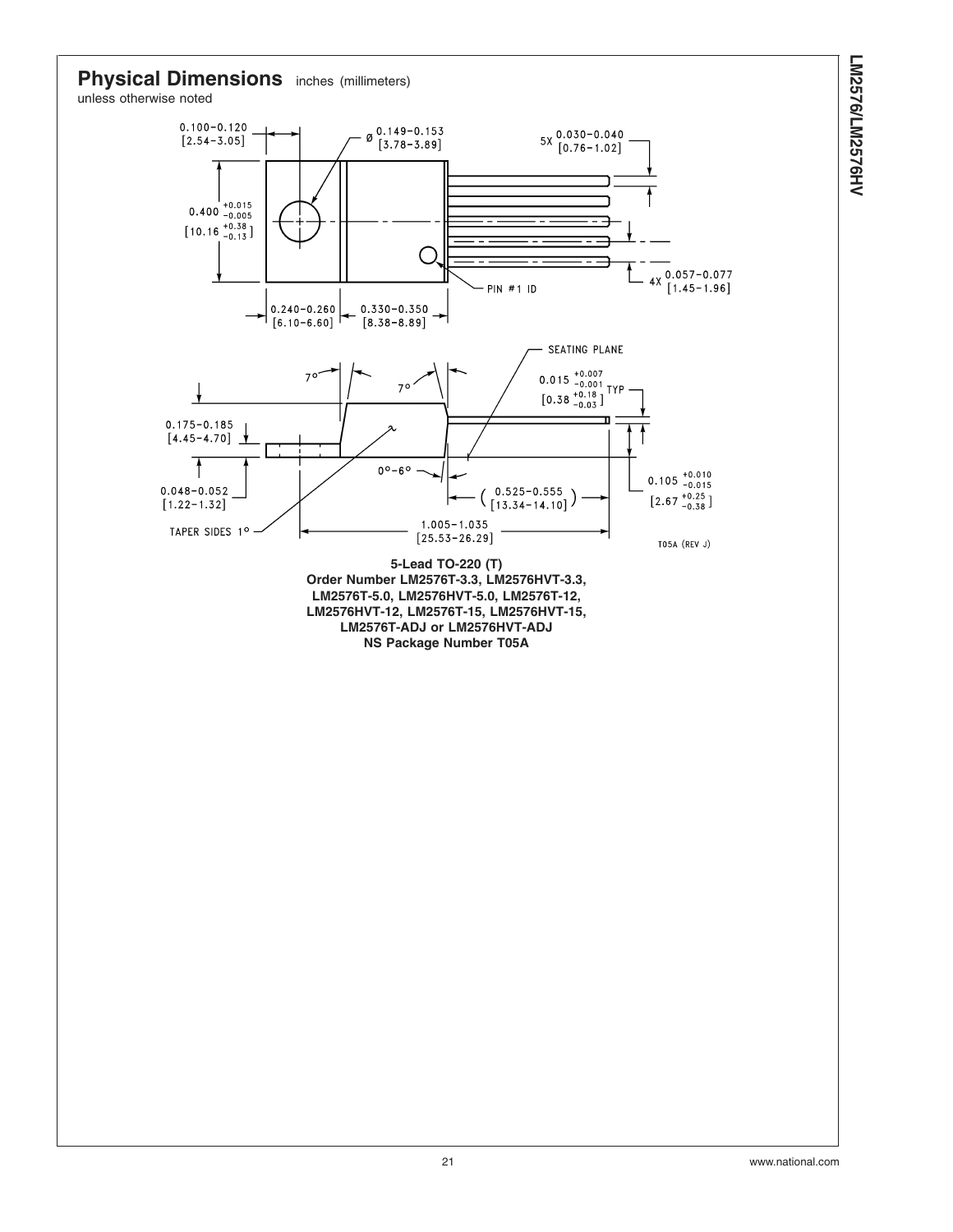## Physical Dimensions inches (millimeters) unless otherwise noted

**5-Lead TO-220 (T)**
**Order Number LM2576T-3.3, LM2576HVT-3.3, LM2576T-5.0, LM2576HVT-5.0, LM2576T-12, LM2576HVT-12, LM2576T-15, LM2576HVT-15, LM2576T-ADJ or LM2576HVT-ADJ**
**NS Package Number T05A**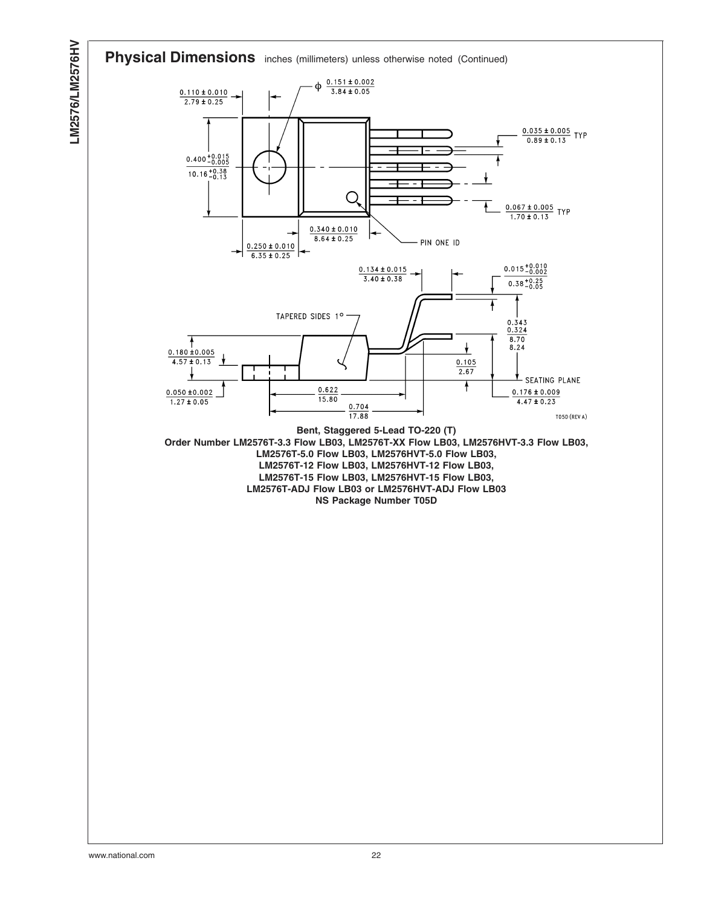## Physical Dimensions inches (millimeters) unless otherwise noted (Continued)

**Bent, Staggered 5-Lead TO-220 (T)**
**Order Number LM2576T-3.3 Flow LB03, LM2576T-XX Flow LB03, LM2576HVT-3.3 Flow LB03, LM2576T-5.0 Flow LB03, LM2576HVT-5.0 Flow LB03, LM2576T-12 Flow LB03, LM2576HVT-12 Flow LB03, LM2576T-15 Flow LB03, LM2576HVT-15 Flow LB03, LM2576T-ADJ Flow LB03 or LM2576HVT-ADJ Flow LB03**
**NS Package Number T05D**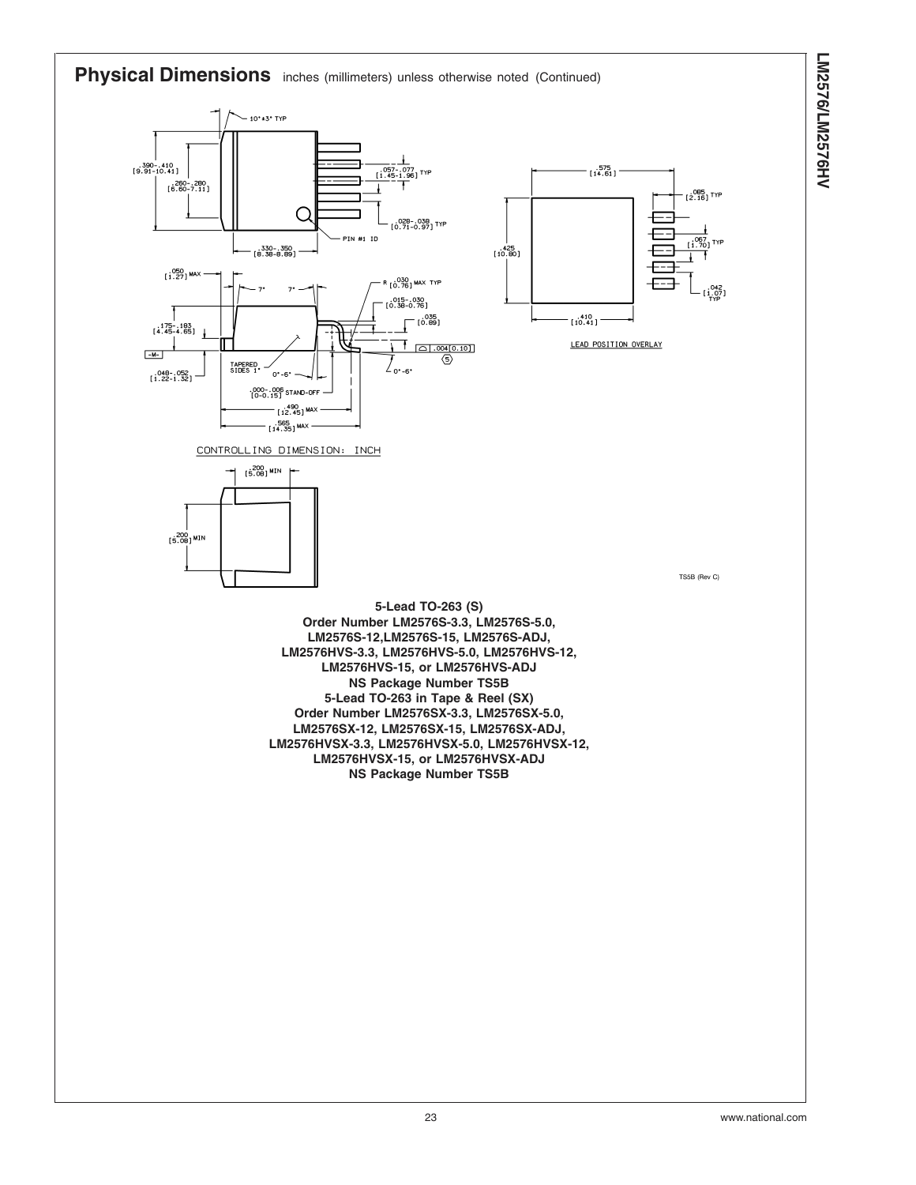## Physical Dimensions inches (millimeters) unless otherwise noted (Continued)

CONTROLLING DIMENSION: INCH

LEAD POSITION OVERLAY

TS5B (Rev C)

**5-Lead TO-263 (S)**
**Order Number LM2576S-3.3, LM2576S-5.0, LM2576S-12,LM2576S-15, LM2576S-ADJ, LM2576HVS-3.3, LM2576HVS-5.0, LM2576HVS-12, LM2576HVS-15, or LM2576HVS-ADJ**
**NS Package Number TS5B**
**5-Lead TO-263 in Tape & Reel (SX)**
**Order Number LM2576SX-3.3, LM2576SX-5.0, LM2576SX-12, LM2576SX-15, LM2576SX-ADJ, LM2576HVSX-3.3, LM2576HVSX-5.0, LM2576HVSX-12, LM2576HVSX-15, or LM2576HVSX-ADJ**
**NS Package Number TS5B**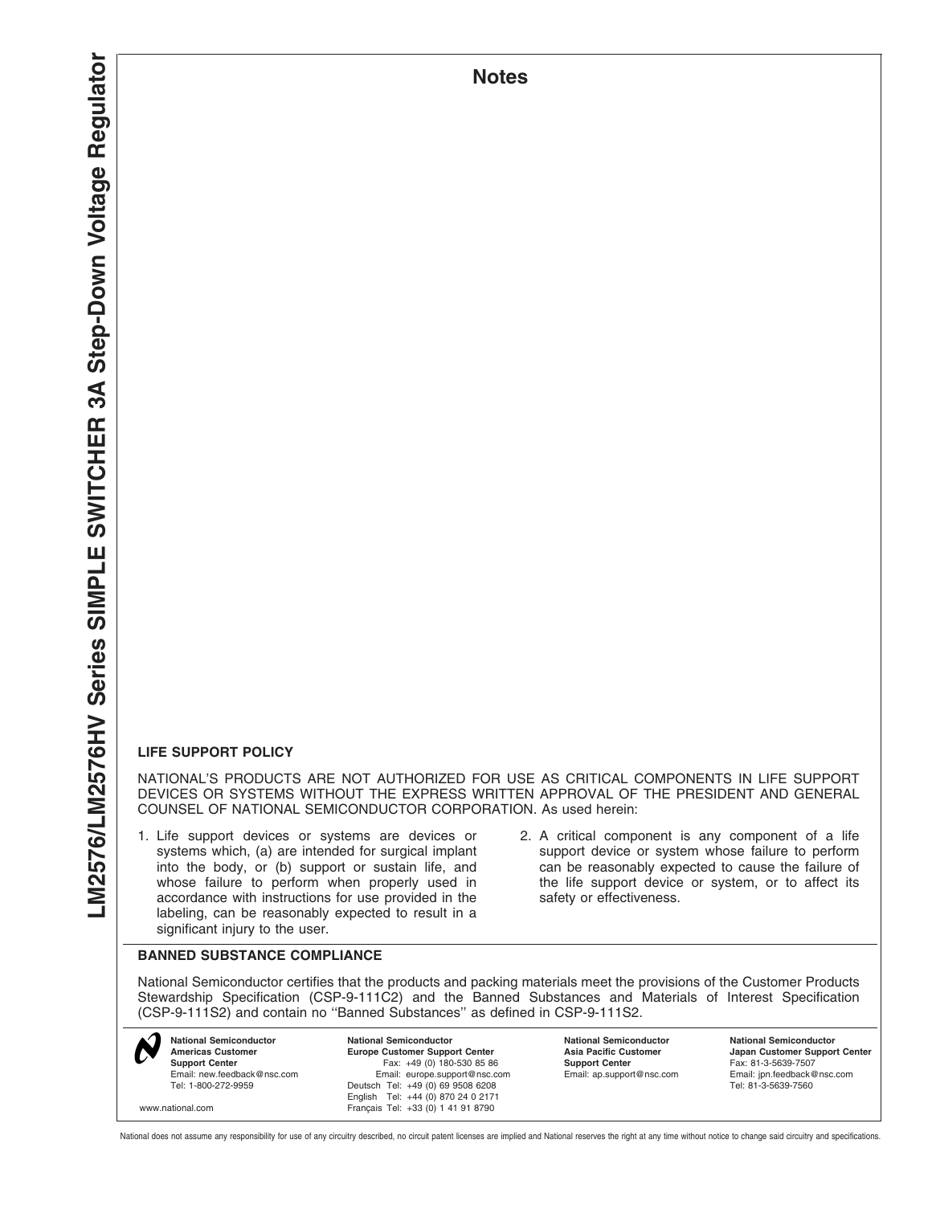# Notes

**LIFE SUPPORT POLICY**

NATIONAL'S PRODUCTS ARE NOT AUTHORIZED FOR USE AS CRITICAL COMPONENTS IN LIFE SUPPORT DEVICES OR SYSTEMS WITHOUT THE EXPRESS WRITTEN APPROVAL OF THE PRESIDENT AND GENERAL COUNSEL OF NATIONAL SEMICONDUCTOR CORPORATION. As used herein:

1. Life support devices or systems are devices or systems which, (a) are intended for surgical implant into the body, or (b) support or sustain life, and whose failure to perform when properly used in accordance with instructions for use provided in the labeling, can be reasonably expected to result in a significant injury to the user.
2. A critical component is any component of a life support device or system whose failure to perform can be reasonably expected to cause the failure of the life support device or system, or to affect its safety or effectiveness.

**BANNED SUBSTANCE COMPLIANCE**

National Semiconductor certifies that the products and packing materials meet the provisions of the Customer Products Stewardship Specification (CSP-9-111C2) and the Banned Substances and Materials of Interest Specification (CSP-9-111S2) and contain no ''Banned Substances'' as defined in CSP-9-111S2.

**National Semiconductor Americas Customer Support Center**
Email: new.feedback@nsc.com
Tel: 1-800-272-9959

**National Semiconductor Europe Customer Support Center**
Fax: +49 (0) 180-530 85 86
Email: europe.support@nsc.com
Deutsch Tel: +49 (0) 69 9508 6208
English Tel: +44 (0) 870 24 0 2171
Français Tel: +33 (0) 1 41 91 8790

**National Semiconductor Asia Pacific Customer Support Center**
Email: ap.support@nsc.com

**National Semiconductor Japan Customer Support Center**
Fax: 81-3-5639-7507
Email: jpn.feedback@nsc.com
Tel: 81-3-5639-7560

www.national.com

National does not assume any responsibility for use of any circuitry described, no circuit patent licenses are implied and National reserves the right at any time without notice to change said circuitry and specifications.